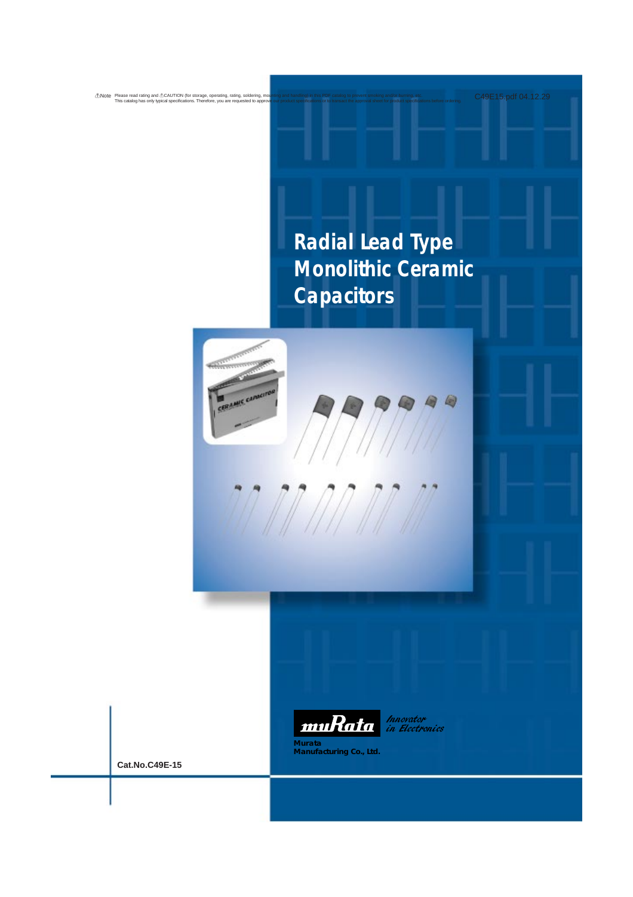!Note Please read rating and !CAUTION (for storage, operating, rating, soldering, mounting and handling) in this PDF catalog to prevent smoking and/or burning, etc.
This catalog has only typical specifications. Therefore, you are requested to approve our product specifications or to transact the approval sheet for product specifications before ordering.

C49E15.pdf 04.12.29

# Radial Lead Type Monolithic Ceramic Capacitors

muRata Innovator in Electronics

Murata Manufacturing Co., Ltd.

Cat.No.C49E-15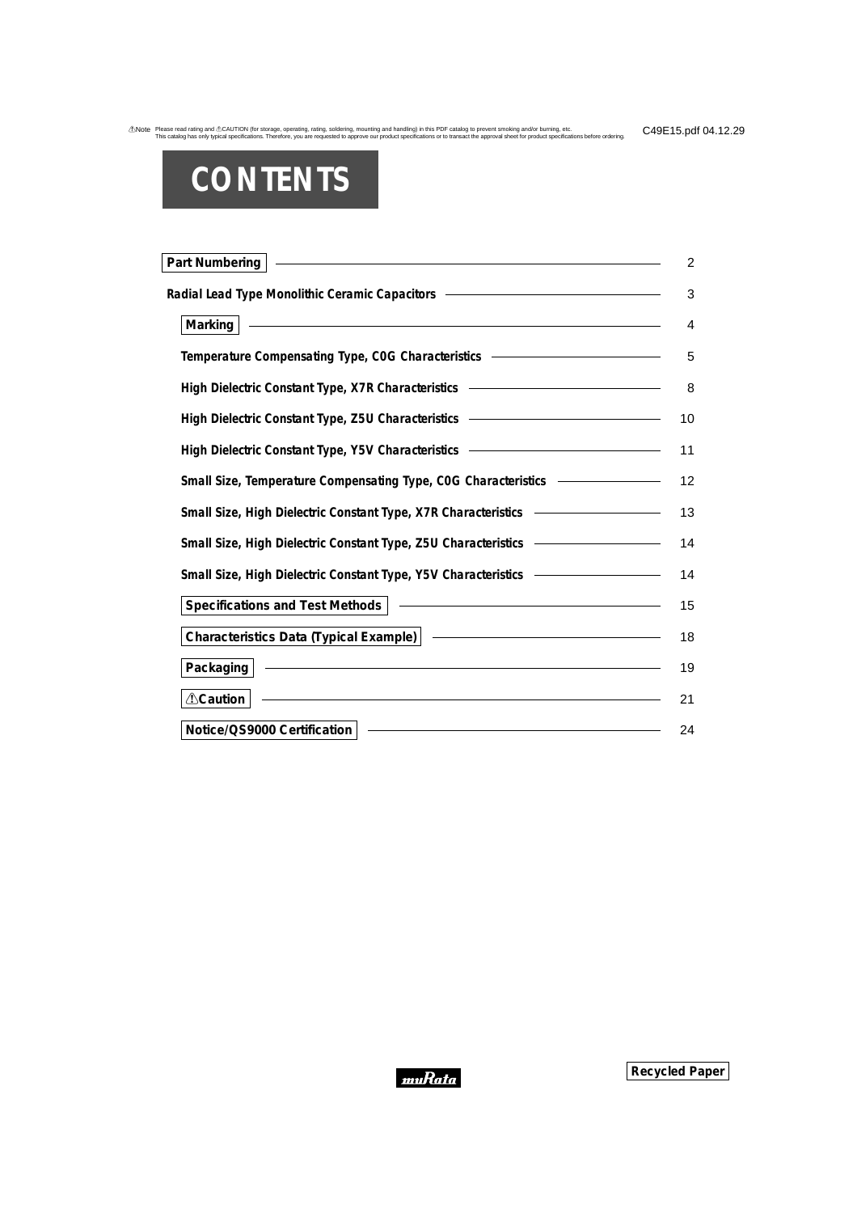# CONTENTS

| | |
|---|---|
| Part Numbering | 2 |
| Radial Lead Type Monolithic Ceramic Capacitors | 3 |
| Marking | 4 |
| Temperature Compensating Type, C0G Characteristics | 5 |
| High Dielectric Constant Type, X7R Characteristics | 8 |
| High Dielectric Constant Type, Z5U Characteristics | 10 |
| High Dielectric Constant Type, Y5V Characteristics | 11 |
| Small Size, Temperature Compensating Type, C0G Characteristics | 12 |
| Small Size, High Dielectric Constant Type, X7R Characteristics | 13 |
| Small Size, High Dielectric Constant Type, Z5U Characteristics | 14 |
| Small Size, High Dielectric Constant Type, Y5V Characteristics | 14 |
| Specifications and Test Methods | 15 |
| Characteristics Data (Typical Example) | 18 |
| Packaging | 19 |
| ⚠Caution | 21 |
| Notice/QS9000 Certification | 24 |

Recycled Paper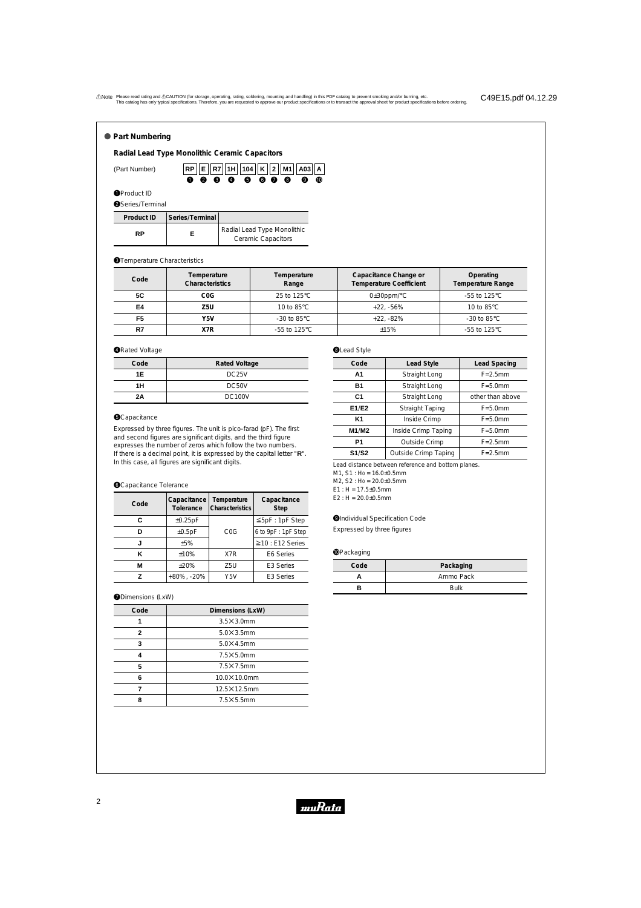## Part Numbering

### Radial Lead Type Monolithic Ceramic Capacitors

(Part Number) RP E R7 1H 104 K 2 M1 A03 A
❶ ❷ ❸ ❹ ❺ ❻ ❼ ❽ ❾ ❿

❶Product ID

❷Series/Terminal

| Product ID | Series/Terminal | |
|---|---|---|
| RP | E | Radial Lead Type Monolithic Ceramic Capacitors |

❸Temperature Characteristics

| Code | Temperature Characteristics | Temperature Range | Capacitance Change or Temperature Coefficient | Operating Temperature Range |
|---|---|---|---|---|
| 5C | C0G | 25 to 125°C | 0±30ppm/°C | -55 to 125°C |
| E4 | Z5U | 10 to 85°C | +22, -56% | 10 to 85°C |
| F5 | Y5V | -30 to 85°C | +22, -82% | -30 to 85°C |
| R7 | X7R | -55 to 125°C | ±15% | -55 to 125°C |

❹Rated Voltage

| Code | Rated Voltage |
|---|---|
| 1E | DC25V |
| 1H | DC50V |
| 2A | DC100V |

❺Capacitance

Expressed by three figures. The unit is pico-farad (pF). The first and second figures are significant digits, and the third figure expresses the number of zeros which follow the two numbers. If there is a decimal point, it is expressed by the capital letter "**R**". In this case, all figures are significant digits.

❻Capacitance Tolerance

| Code | Capacitance Tolerance | Temperature Characteristics | Capacitance Step |
|---|---|---|---|
| C | ±0.25pF | C0G | ≤5pF : 1pF Step |
| D | ±0.5pF | | 6 to 9pF : 1pF Step |
| J | ±5% | | ≥10 : E12 Series |
| K | ±10% | X7R | E6 Series |
| M | ±20% | Z5U | E3 Series |
| Z | +80%, -20% | Y5V | E3 Series |

❼Dimensions (LxW)

| Code | Dimensions (LxW) |
|---|---|
| 1 | 3.5×3.0mm |
| 2 | 5.0×3.5mm |
| 3 | 5.0×4.5mm |
| 4 | 7.5×5.0mm |
| 5 | 7.5×7.5mm |
| 6 | 10.0×10.0mm |
| 7 | 12.5×12.5mm |
| 8 | 7.5×5.5mm |

❽Lead Style

| Code | Lead Style | Lead Spacing |
|---|---|---|
| A1 | Straight Long | F=2.5mm |
| B1 | Straight Long | F=5.0mm |
| C1 | Straight Long | other than above |
| E1/E2 | Straight Taping | F=5.0mm |
| K1 | Inside Crimp | F=5.0mm |
| M1/M2 | Inside Crimp Taping | F=5.0mm |
| P1 | Outside Crimp | F=2.5mm |
| S1/S2 | Outside Crimp Taping | F=2.5mm |

Lead distance between reference and bottom planes.
M1, S1 : $H_0$ = 16.0±0.5mm
M2, S2 : $H_0$ = 20.0±0.5mm
E1 : H = 17.5±0.5mm
E2 : H = 20.0±0.5mm

❾Individual Specification Code

Expressed by three figures

❿Packaging

| Code | Packaging |
|---|---|
| A | Ammo Pack |
| B | Bulk |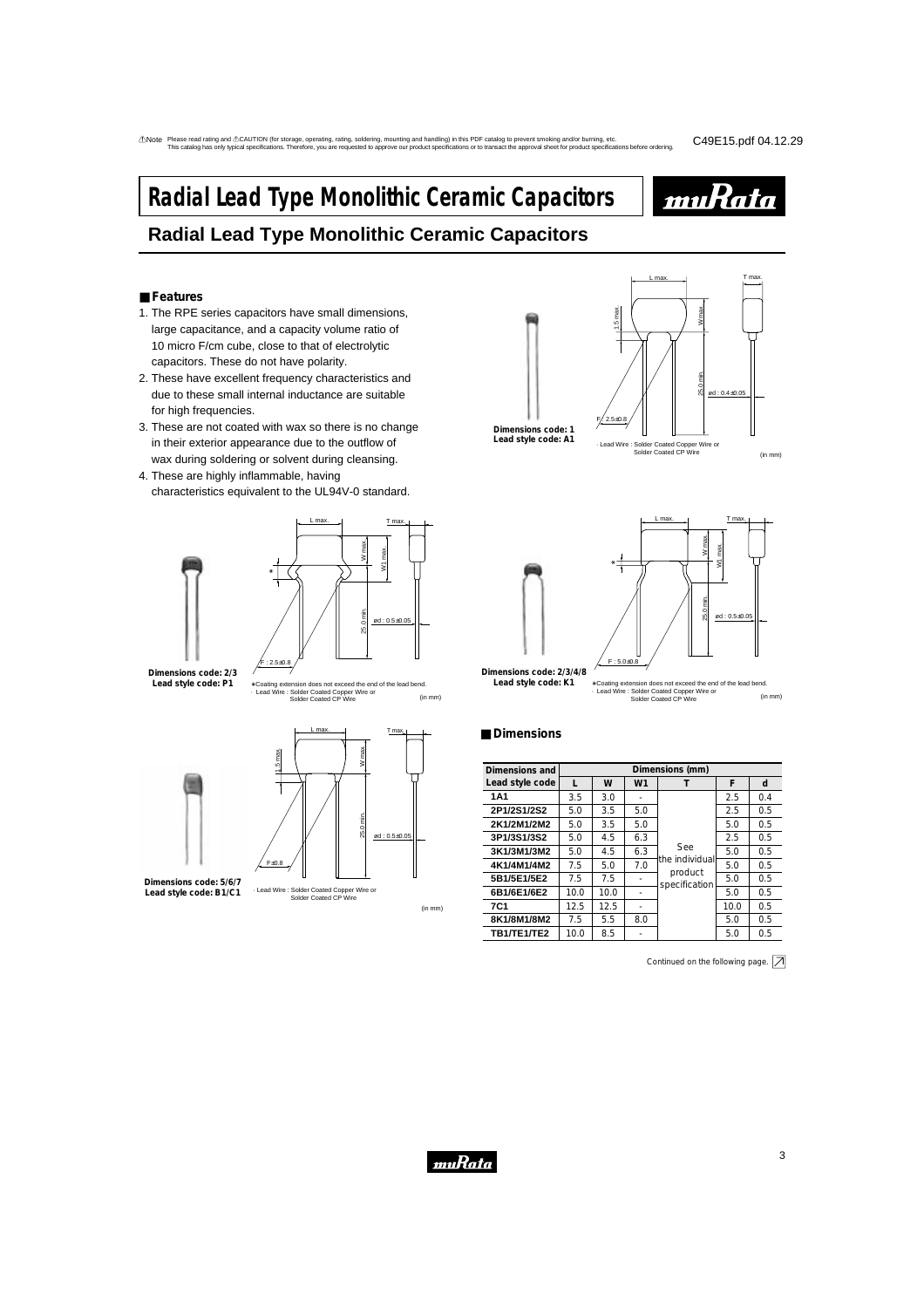⚠Note Please read rating and ⚠CAUTION (for storage, operating, rating, soldering, mounting and handling) in this PDF catalog to prevent smoking and/or burning, etc.
This catalog has only typical specifications. Therefore, you are requested to approve our product specifications or to transact the approval sheet for product specifications before ordering.

C49E15.pdf 04.12.29

# Radial Lead Type Monolithic Ceramic Capacitors

## Radial Lead Type Monolithic Ceramic Capacitors

### ■ Features

1. The RPE series capacitors have small dimensions, large capacitance, and a capacity volume ratio of 10 micro F/cm cube, close to that of electrolytic capacitors. These do not have polarity.
2. These have excellent frequency characteristics and due to these small internal inductance are suitable for high frequencies.
3. These are not coated with wax so there is no change in their exterior appearance due to the outflow of wax during soldering or solvent during cleansing.
4. These are highly inflammable, having characteristics equivalent to the UL94V-0 standard.

**Dimensions code: 1**
**Lead style code: A1**

L max. T max. W max. 1.5 max. 25.0 min. ød : 0.4±0.05 F : 2.5±0.8

· Lead Wire : Solder Coated Copper Wire or Solder Coated CP Wire (in mm)

**Dimensions code: 2/3**
**Lead style code: P1**

L max. T max. W max. W1 max. 25.0 min. ød : 0.5±0.05 F : 2.5±0.8

*Coating extension does not exceed the end of the lead bend.
· Lead Wire : Solder Coated Copper Wire or Solder Coated CP Wire (in mm)

**Dimensions code: 2/3/4/8**
**Lead style code: K1**

L max. T max. W max. W1 max. 25.0 min. ød : 0.5±0.05 F : 5.0±0.8

*Coating extension does not exceed the end of the lead bend.
· Lead Wire : Solder Coated Copper Wire or Solder Coated CP Wire (in mm)

**Dimensions code: 5/6/7**
**Lead style code: B1/C1**

L max. T max. W max. 1.5 max. 25.0 min. ød : 0.5±0.05 F±0.8

· Lead Wire : Solder Coated Copper Wire or Solder Coated CP Wire (in mm)

### ■ Dimensions

| Dimensions and Lead style code | Dimensions (mm) | | | | | |
|---|---|---|---|---|---|---|
| | L | W | W1 | T | F | d |
| 1A1 | 3.5 | 3.0 | - | See the individual product specification | 2.5 | 0.4 |
| 2P1/2S1/2S2 | 5.0 | 3.5 | 5.0 | | 2.5 | 0.5 |
| 2K1/2M1/2M2 | 5.0 | 3.5 | 5.0 | | 5.0 | 0.5 |
| 3P1/3S1/3S2 | 5.0 | 4.5 | 6.3 | | 2.5 | 0.5 |
| 3K1/3M1/3M2 | 5.0 | 4.5 | 6.3 | | 5.0 | 0.5 |
| 4K1/4M1/4M2 | 7.5 | 5.0 | 7.0 | | 5.0 | 0.5 |
| 5B1/5E1/5E2 | 7.5 | 7.5 | - | | 5.0 | 0.5 |
| 6B1/6E1/6E2 | 10.0 | 10.0 | - | | 5.0 | 0.5 |
| 7C1 | 12.5 | 12.5 | - | | 10.0 | 0.5 |
| 8K1/8M1/8M2 | 7.5 | 5.5 | 8.0 | | 5.0 | 0.5 |
| TB1/TE1/TE2 | 10.0 | 8.5 | - | | 5.0 | 0.5 |

Continued on the following page.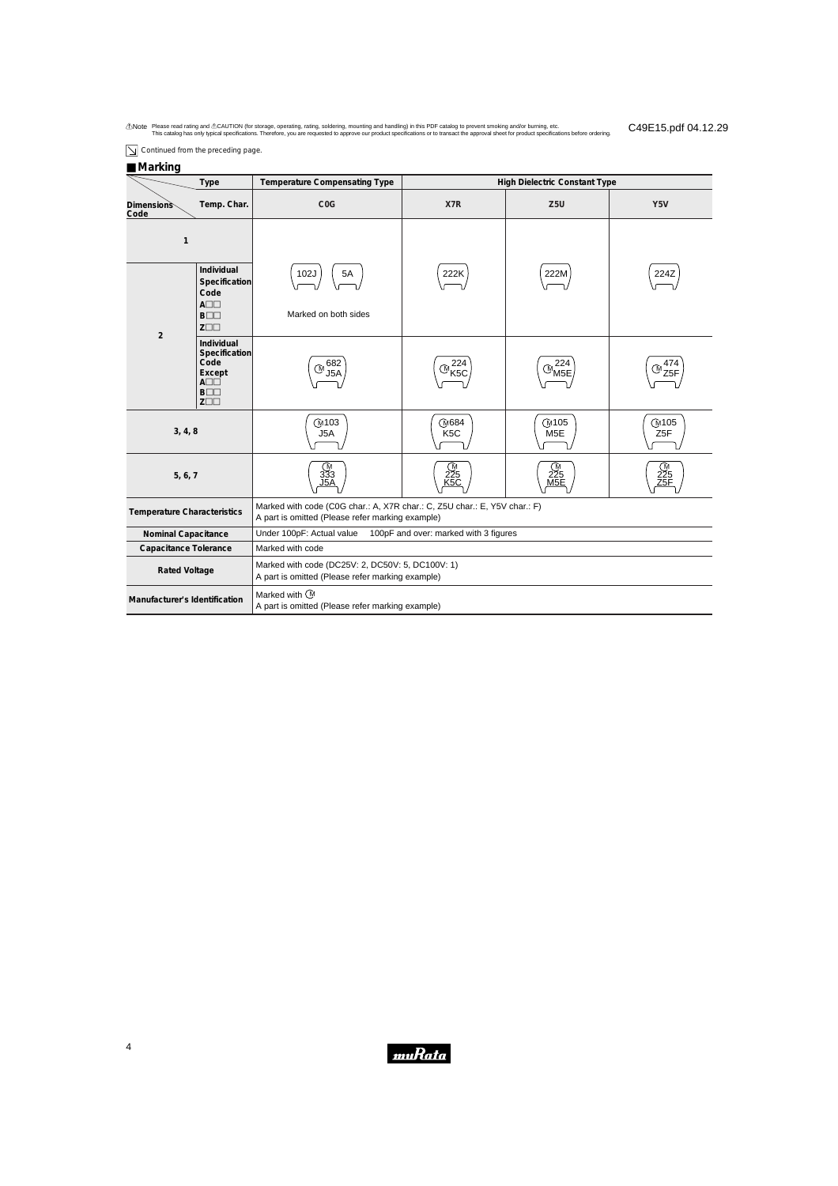⚠Note Please read rating and ⚠CAUTION (for storage, operating, rating, soldering, mounting and handling) in this PDF catalog to prevent smoking and/or burning, etc.
This catalog has only typical specifications. Therefore, you are requested to approve our product specifications or to transact the approval sheet for product specifications before ordering.

C49E15.pdf 04.12.29

Continued from the preceding page.

## Marking

| Dimensions Code | Type / Temp. Char. | Temperature Compensating Type: C0G | High Dielectric Constant Type: X7R | High Dielectric Constant Type: Z5U | High Dielectric Constant Type: Y5V |
|---|---|---|---|---|---|
| 1 | | | | | |
| 2 | Individual Specification Code A□□ B□□ Z□□ | 102J 5A<br>Marked on both sides | 222K | 222M | 224Z |
| 2 | Individual Specification Code Except A□□ B□□ Z□□ | Ⓜ 682 J5A | Ⓜ 224 K5C | Ⓜ 224 M5E | Ⓜ 474 Z5F |
| 3, 4, 8 | | Ⓜ103 J5A | Ⓜ684 K5C | Ⓜ105 M5E | Ⓜ105 Z5F |
| 5, 6, 7 | | Ⓜ 333 J5A | Ⓜ 225 K5C | Ⓜ 225 M5E | Ⓜ 225 Z5F |
| Temperature Characteristics | | Marked with code (C0G char.: A, X7R char.: C, Z5U char.: E, Y5V char.: F)<br>A part is omitted (Please refer marking example) | | | |
| Nominal Capacitance | | Under 100pF: Actual value 100pF and over: marked with 3 figures | | | |
| Capacitance Tolerance | | Marked with code | | | |
| Rated Voltage | | Marked with code (DC25V: 2, DC50V: 5, DC100V: 1)<br>A part is omitted (Please refer marking example) | | | |
| Manufacturer's Identification | | Marked with Ⓜ<br>A part is omitted (Please refer marking example) | | | |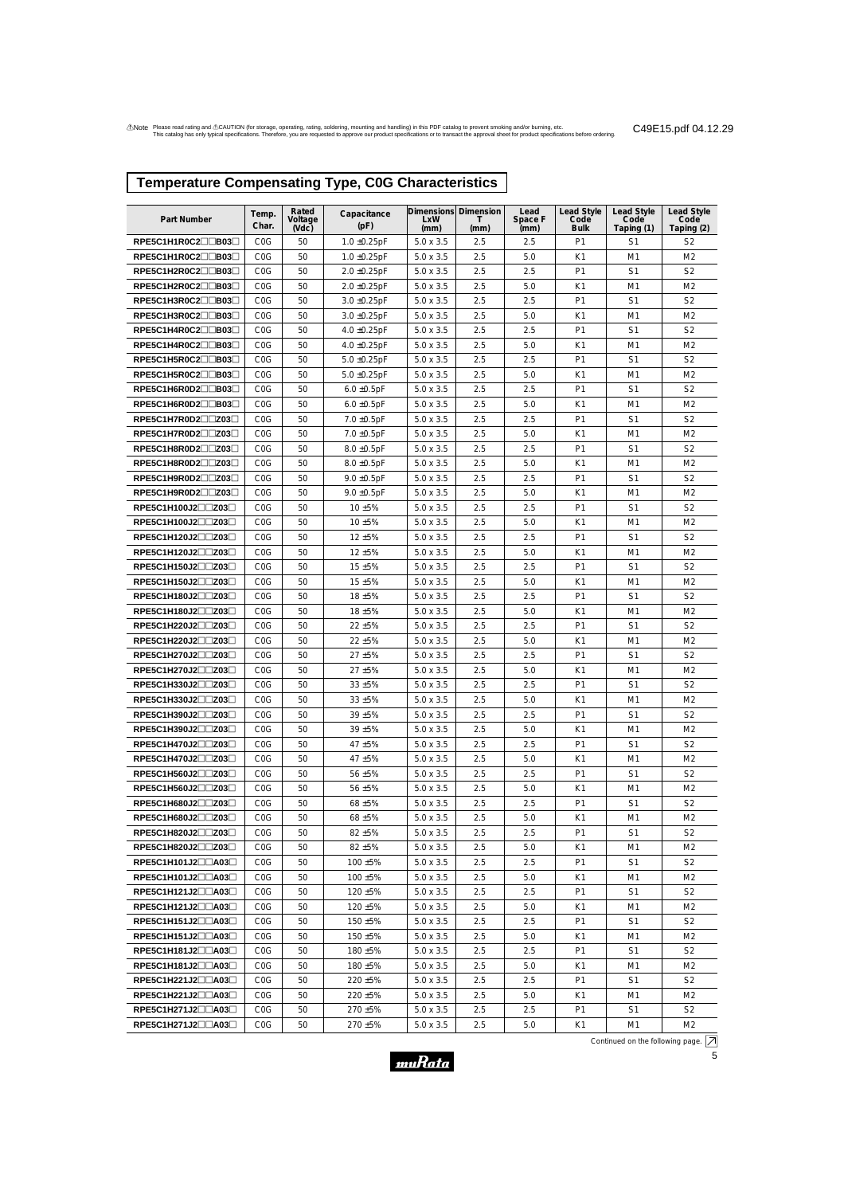⚠Note Please read rating and ⚠CAUTION (for storage, operating, rating, soldering, mounting and handling) in this PDF catalog to prevent smoking and/or burning, etc.
This catalog has only typical specifications. Therefore, you are requested to approve our product specifications or to transact the approval sheet for product specifications before ordering.

C49E15.pdf 04.12.29

## Temperature Compensating Type, C0G Characteristics

| Part Number | Temp. Char. | Rated Voltage (Vdc) | Capacitance (pF) | Dimensions LxW (mm) | Dimension T (mm) | Lead Space F (mm) | Lead Style Code Bulk | Lead Style Code Taping (1) | Lead Style Code Taping (2) |
|---|---|---|---|---|---|---|---|---|---|
| RPE5C1H1R0C2□□B03□ | C0G | 50 | 1.0 ±0.25pF | 5.0 x 3.5 | 2.5 | 2.5 | P1 | S1 | S2 |
| RPE5C1H1R0C2□□B03□ | C0G | 50 | 1.0 ±0.25pF | 5.0 x 3.5 | 2.5 | 5.0 | K1 | M1 | M2 |
| RPE5C1H2R0C2□□B03□ | C0G | 50 | 2.0 ±0.25pF | 5.0 x 3.5 | 2.5 | 2.5 | P1 | S1 | S2 |
| RPE5C1H2R0C2□□B03□ | C0G | 50 | 2.0 ±0.25pF | 5.0 x 3.5 | 2.5 | 5.0 | K1 | M1 | M2 |
| RPE5C1H3R0C2□□B03□ | C0G | 50 | 3.0 ±0.25pF | 5.0 x 3.5 | 2.5 | 2.5 | P1 | S1 | S2 |
| RPE5C1H3R0C2□□B03□ | C0G | 50 | 3.0 ±0.25pF | 5.0 x 3.5 | 2.5 | 5.0 | K1 | M1 | M2 |
| RPE5C1H4R0C2□□B03□ | C0G | 50 | 4.0 ±0.25pF | 5.0 x 3.5 | 2.5 | 2.5 | P1 | S1 | S2 |
| RPE5C1H4R0C2□□B03□ | C0G | 50 | 4.0 ±0.25pF | 5.0 x 3.5 | 2.5 | 5.0 | K1 | M1 | M2 |
| RPE5C1H5R0C2□□B03□ | C0G | 50 | 5.0 ±0.25pF | 5.0 x 3.5 | 2.5 | 2.5 | P1 | S1 | S2 |
| RPE5C1H5R0C2□□B03□ | C0G | 50 | 5.0 ±0.25pF | 5.0 x 3.5 | 2.5 | 5.0 | K1 | M1 | M2 |
| RPE5C1H6R0D2□□B03□ | C0G | 50 | 6.0 ±0.5pF | 5.0 x 3.5 | 2.5 | 2.5 | P1 | S1 | S2 |
| RPE5C1H6R0D2□□B03□ | C0G | 50 | 6.0 ±0.5pF | 5.0 x 3.5 | 2.5 | 5.0 | K1 | M1 | M2 |
| RPE5C1H7R0D2□□Z03□ | C0G | 50 | 7.0 ±0.5pF | 5.0 x 3.5 | 2.5 | 2.5 | P1 | S1 | S2 |
| RPE5C1H7R0D2□□Z03□ | C0G | 50 | 7.0 ±0.5pF | 5.0 x 3.5 | 2.5 | 5.0 | K1 | M1 | M2 |
| RPE5C1H8R0D2□□Z03□ | C0G | 50 | 8.0 ±0.5pF | 5.0 x 3.5 | 2.5 | 2.5 | P1 | S1 | S2 |
| RPE5C1H8R0D2□□Z03□ | C0G | 50 | 8.0 ±0.5pF | 5.0 x 3.5 | 2.5 | 5.0 | K1 | M1 | M2 |
| RPE5C1H9R0D2□□Z03□ | C0G | 50 | 9.0 ±0.5pF | 5.0 x 3.5 | 2.5 | 2.5 | P1 | S1 | S2 |
| RPE5C1H9R0D2□□Z03□ | C0G | 50 | 9.0 ±0.5pF | 5.0 x 3.5 | 2.5 | 5.0 | K1 | M1 | M2 |
| RPE5C1H100J2□□Z03□ | C0G | 50 | 10 ±5% | 5.0 x 3.5 | 2.5 | 2.5 | P1 | S1 | S2 |
| RPE5C1H100J2□□Z03□ | C0G | 50 | 10 ±5% | 5.0 x 3.5 | 2.5 | 5.0 | K1 | M1 | M2 |
| RPE5C1H120J2□□Z03□ | C0G | 50 | 12 ±5% | 5.0 x 3.5 | 2.5 | 2.5 | P1 | S1 | S2 |
| RPE5C1H120J2□□Z03□ | C0G | 50 | 12 ±5% | 5.0 x 3.5 | 2.5 | 5.0 | K1 | M1 | M2 |
| RPE5C1H150J2□□Z03□ | C0G | 50 | 15 ±5% | 5.0 x 3.5 | 2.5 | 2.5 | P1 | S1 | S2 |
| RPE5C1H150J2□□Z03□ | C0G | 50 | 15 ±5% | 5.0 x 3.5 | 2.5 | 5.0 | K1 | M1 | M2 |
| RPE5C1H180J2□□Z03□ | C0G | 50 | 18 ±5% | 5.0 x 3.5 | 2.5 | 2.5 | P1 | S1 | S2 |
| RPE5C1H180J2□□Z03□ | C0G | 50 | 18 ±5% | 5.0 x 3.5 | 2.5 | 5.0 | K1 | M1 | M2 |
| RPE5C1H220J2□□Z03□ | C0G | 50 | 22 ±5% | 5.0 x 3.5 | 2.5 | 2.5 | P1 | S1 | S2 |
| RPE5C1H220J2□□Z03□ | C0G | 50 | 22 ±5% | 5.0 x 3.5 | 2.5 | 5.0 | K1 | M1 | M2 |
| RPE5C1H270J2□□Z03□ | C0G | 50 | 27 ±5% | 5.0 x 3.5 | 2.5 | 2.5 | P1 | S1 | S2 |
| RPE5C1H270J2□□Z03□ | C0G | 50 | 27 ±5% | 5.0 x 3.5 | 2.5 | 5.0 | K1 | M1 | M2 |
| RPE5C1H330J2□□Z03□ | C0G | 50 | 33 ±5% | 5.0 x 3.5 | 2.5 | 2.5 | P1 | S1 | S2 |
| RPE5C1H330J2□□Z03□ | C0G | 50 | 33 ±5% | 5.0 x 3.5 | 2.5 | 5.0 | K1 | M1 | M2 |
| RPE5C1H390J2□□Z03□ | C0G | 50 | 39 ±5% | 5.0 x 3.5 | 2.5 | 2.5 | P1 | S1 | S2 |
| RPE5C1H390J2□□Z03□ | C0G | 50 | 39 ±5% | 5.0 x 3.5 | 2.5 | 5.0 | K1 | M1 | M2 |
| RPE5C1H470J2□□Z03□ | C0G | 50 | 47 ±5% | 5.0 x 3.5 | 2.5 | 2.5 | P1 | S1 | S2 |
| RPE5C1H470J2□□Z03□ | C0G | 50 | 47 ±5% | 5.0 x 3.5 | 2.5 | 5.0 | K1 | M1 | M2 |
| RPE5C1H560J2□□Z03□ | C0G | 50 | 56 ±5% | 5.0 x 3.5 | 2.5 | 2.5 | P1 | S1 | S2 |
| RPE5C1H560J2□□Z03□ | C0G | 50 | 56 ±5% | 5.0 x 3.5 | 2.5 | 5.0 | K1 | M1 | M2 |
| RPE5C1H680J2□□Z03□ | C0G | 50 | 68 ±5% | 5.0 x 3.5 | 2.5 | 2.5 | P1 | S1 | S2 |
| RPE5C1H680J2□□Z03□ | C0G | 50 | 68 ±5% | 5.0 x 3.5 | 2.5 | 5.0 | K1 | M1 | M2 |
| RPE5C1H820J2□□Z03□ | C0G | 50 | 82 ±5% | 5.0 x 3.5 | 2.5 | 2.5 | P1 | S1 | S2 |
| RPE5C1H820J2□□Z03□ | C0G | 50 | 82 ±5% | 5.0 x 3.5 | 2.5 | 5.0 | K1 | M1 | M2 |
| RPE5C1H101J2□□A03□ | C0G | 50 | 100 ±5% | 5.0 x 3.5 | 2.5 | 2.5 | P1 | S1 | S2 |
| RPE5C1H101J2□□A03□ | C0G | 50 | 100 ±5% | 5.0 x 3.5 | 2.5 | 5.0 | K1 | M1 | M2 |
| RPE5C1H121J2□□A03□ | C0G | 50 | 120 ±5% | 5.0 x 3.5 | 2.5 | 2.5 | P1 | S1 | S2 |
| RPE5C1H121J2□□A03□ | C0G | 50 | 120 ±5% | 5.0 x 3.5 | 2.5 | 5.0 | K1 | M1 | M2 |
| RPE5C1H151J2□□A03□ | C0G | 50 | 150 ±5% | 5.0 x 3.5 | 2.5 | 2.5 | P1 | S1 | S2 |
| RPE5C1H151J2□□A03□ | C0G | 50 | 150 ±5% | 5.0 x 3.5 | 2.5 | 5.0 | K1 | M1 | M2 |
| RPE5C1H181J2□□A03□ | C0G | 50 | 180 ±5% | 5.0 x 3.5 | 2.5 | 2.5 | P1 | S1 | S2 |
| RPE5C1H181J2□□A03□ | C0G | 50 | 180 ±5% | 5.0 x 3.5 | 2.5 | 5.0 | K1 | M1 | M2 |
| RPE5C1H221J2□□A03□ | C0G | 50 | 220 ±5% | 5.0 x 3.5 | 2.5 | 2.5 | P1 | S1 | S2 |
| RPE5C1H221J2□□A03□ | C0G | 50 | 220 ±5% | 5.0 x 3.5 | 2.5 | 5.0 | K1 | M1 | M2 |
| RPE5C1H271J2□□A03□ | C0G | 50 | 270 ±5% | 5.0 x 3.5 | 2.5 | 2.5 | P1 | S1 | S2 |
| RPE5C1H271J2□□A03□ | C0G | 50 | 270 ±5% | 5.0 x 3.5 | 2.5 | 5.0 | K1 | M1 | M2 |

Continued on the following page. ↗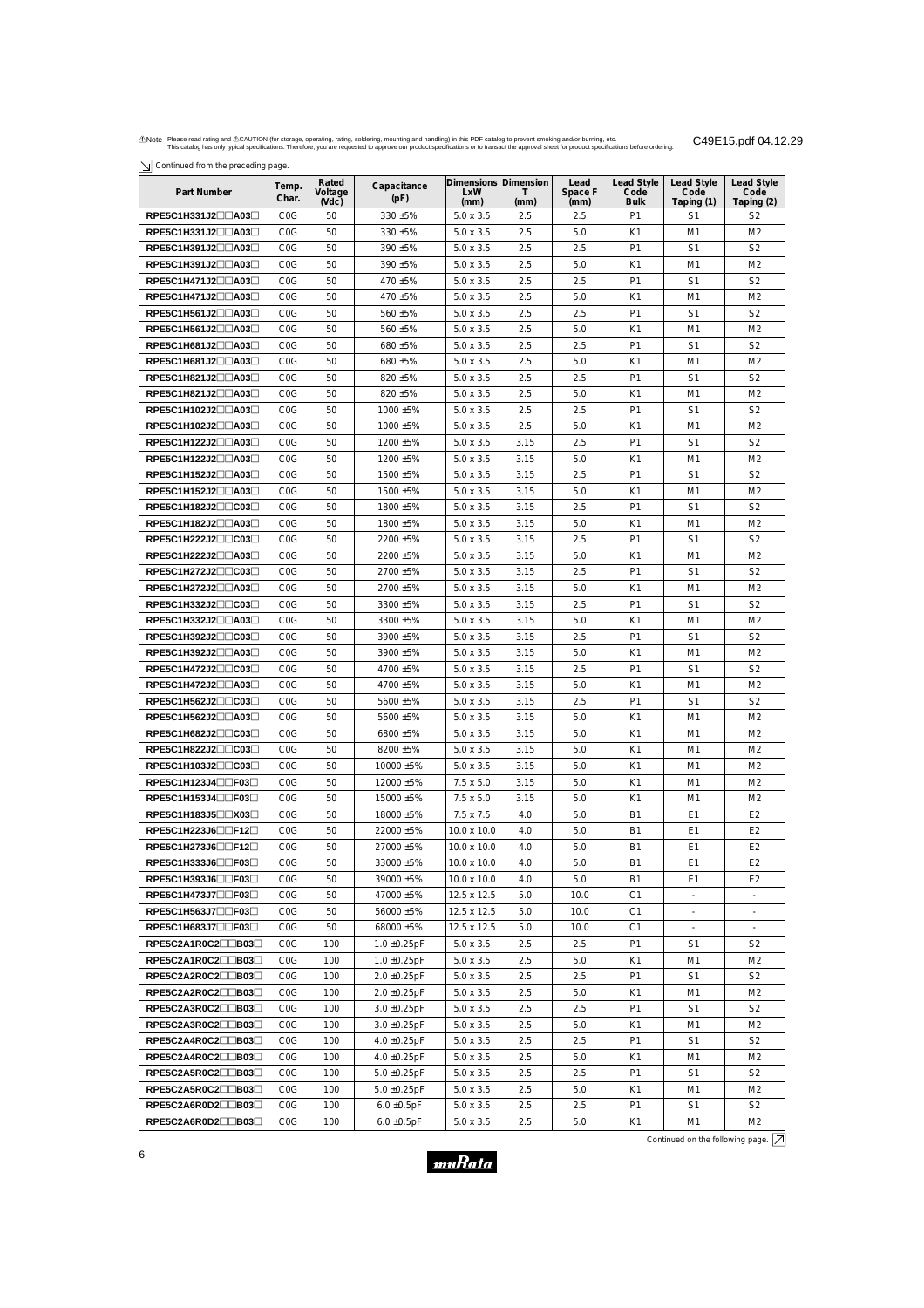⚠Note Please read rating and ⚠CAUTION (for storage, operating, rating, soldering, mounting and handling) in this PDF catalog to prevent smoking and/or burning, etc.
This catalog has only typical specifications. Therefore, you are requested to approve our product specifications or to transact the approval sheet for product specifications before ordering.

C49E15.pdf 04.12.29

Continued from the preceding page.

| Part Number | Temp. Char. | Rated Voltage (Vdc) | Capacitance (pF) | Dimensions LxW (mm) | Dimension T (mm) | Lead Space F (mm) | Lead Style Code Bulk | Lead Style Code Taping (1) | Lead Style Code Taping (2) |
|---|---|---|---|---|---|---|---|---|---|
| RPE5C1H331J2□□A03□ | C0G | 50 | 330 ±5% | 5.0 x 3.5 | 2.5 | 2.5 | P1 | S1 | S2 |
| RPE5C1H331J2□□A03□ | C0G | 50 | 330 ±5% | 5.0 x 3.5 | 2.5 | 5.0 | K1 | M1 | M2 |
| RPE5C1H391J2□□A03□ | C0G | 50 | 390 ±5% | 5.0 x 3.5 | 2.5 | 2.5 | P1 | S1 | S2 |
| RPE5C1H391J2□□A03□ | C0G | 50 | 390 ±5% | 5.0 x 3.5 | 2.5 | 5.0 | K1 | M1 | M2 |
| RPE5C1H471J2□□A03□ | C0G | 50 | 470 ±5% | 5.0 x 3.5 | 2.5 | 2.5 | P1 | S1 | S2 |
| RPE5C1H471J2□□A03□ | C0G | 50 | 470 ±5% | 5.0 x 3.5 | 2.5 | 5.0 | K1 | M1 | M2 |
| RPE5C1H561J2□□A03□ | C0G | 50 | 560 ±5% | 5.0 x 3.5 | 2.5 | 2.5 | P1 | S1 | S2 |
| RPE5C1H561J2□□A03□ | C0G | 50 | 560 ±5% | 5.0 x 3.5 | 2.5 | 5.0 | K1 | M1 | M2 |
| RPE5C1H681J2□□A03□ | C0G | 50 | 680 ±5% | 5.0 x 3.5 | 2.5 | 2.5 | P1 | S1 | S2 |
| RPE5C1H681J2□□A03□ | C0G | 50 | 680 ±5% | 5.0 x 3.5 | 2.5 | 5.0 | K1 | M1 | M2 |
| RPE5C1H821J2□□A03□ | C0G | 50 | 820 ±5% | 5.0 x 3.5 | 2.5 | 2.5 | P1 | S1 | S2 |
| RPE5C1H821J2□□A03□ | C0G | 50 | 820 ±5% | 5.0 x 3.5 | 2.5 | 5.0 | K1 | M1 | M2 |
| RPE5C1H102J2□□A03□ | C0G | 50 | 1000 ±5% | 5.0 x 3.5 | 2.5 | 2.5 | P1 | S1 | S2 |
| RPE5C1H102J2□□A03□ | C0G | 50 | 1000 ±5% | 5.0 x 3.5 | 2.5 | 5.0 | K1 | M1 | M2 |
| RPE5C1H122J2□□A03□ | C0G | 50 | 1200 ±5% | 5.0 x 3.5 | 3.15 | 2.5 | P1 | S1 | S2 |
| RPE5C1H122J2□□A03□ | C0G | 50 | 1200 ±5% | 5.0 x 3.5 | 3.15 | 5.0 | K1 | M1 | M2 |
| RPE5C1H152J2□□A03□ | C0G | 50 | 1500 ±5% | 5.0 x 3.5 | 3.15 | 2.5 | P1 | S1 | S2 |
| RPE5C1H152J2□□A03□ | C0G | 50 | 1500 ±5% | 5.0 x 3.5 | 3.15 | 5.0 | K1 | M1 | M2 |
| RPE5C1H182J2□□C03□ | C0G | 50 | 1800 ±5% | 5.0 x 3.5 | 3.15 | 2.5 | P1 | S1 | S2 |
| RPE5C1H182J2□□A03□ | C0G | 50 | 1800 ±5% | 5.0 x 3.5 | 3.15 | 5.0 | K1 | M1 | M2 |
| RPE5C1H222J2□□C03□ | C0G | 50 | 2200 ±5% | 5.0 x 3.5 | 3.15 | 2.5 | P1 | S1 | S2 |
| RPE5C1H222J2□□A03□ | C0G | 50 | 2200 ±5% | 5.0 x 3.5 | 3.15 | 5.0 | K1 | M1 | M2 |
| RPE5C1H272J2□□C03□ | C0G | 50 | 2700 ±5% | 5.0 x 3.5 | 3.15 | 2.5 | P1 | S1 | S2 |
| RPE5C1H272J2□□A03□ | C0G | 50 | 2700 ±5% | 5.0 x 3.5 | 3.15 | 5.0 | K1 | M1 | M2 |
| RPE5C1H332J2□□C03□ | C0G | 50 | 3300 ±5% | 5.0 x 3.5 | 3.15 | 2.5 | P1 | S1 | S2 |
| RPE5C1H332J2□□A03□ | C0G | 50 | 3300 ±5% | 5.0 x 3.5 | 3.15 | 5.0 | K1 | M1 | M2 |
| RPE5C1H392J2□□C03□ | C0G | 50 | 3900 ±5% | 5.0 x 3.5 | 3.15 | 2.5 | P1 | S1 | S2 |
| RPE5C1H392J2□□A03□ | C0G | 50 | 3900 ±5% | 5.0 x 3.5 | 3.15 | 5.0 | K1 | M1 | M2 |
| RPE5C1H472J2□□C03□ | C0G | 50 | 4700 ±5% | 5.0 x 3.5 | 3.15 | 2.5 | P1 | S1 | S2 |
| RPE5C1H472J2□□A03□ | C0G | 50 | 4700 ±5% | 5.0 x 3.5 | 3.15 | 5.0 | K1 | M1 | M2 |
| RPE5C1H562J2□□C03□ | C0G | 50 | 5600 ±5% | 5.0 x 3.5 | 3.15 | 2.5 | P1 | S1 | S2 |
| RPE5C1H562J2□□A03□ | C0G | 50 | 5600 ±5% | 5.0 x 3.5 | 3.15 | 5.0 | K1 | M1 | M2 |
| RPE5C1H682J2□□C03□ | C0G | 50 | 6800 ±5% | 5.0 x 3.5 | 3.15 | 5.0 | K1 | M1 | M2 |
| RPE5C1H822J2□□C03□ | C0G | 50 | 8200 ±5% | 5.0 x 3.5 | 3.15 | 5.0 | K1 | M1 | M2 |
| RPE5C1H103J2□□C03□ | C0G | 50 | 10000 ±5% | 5.0 x 3.5 | 3.15 | 5.0 | K1 | M1 | M2 |
| RPE5C1H123J4□□F03□ | C0G | 50 | 12000 ±5% | 7.5 x 5.0 | 3.15 | 5.0 | K1 | M1 | M2 |
| RPE5C1H153J4□□F03□ | C0G | 50 | 15000 ±5% | 7.5 x 5.0 | 3.15 | 5.0 | K1 | M1 | M2 |
| RPE5C1H183J5□□X03□ | C0G | 50 | 18000 ±5% | 7.5 x 7.5 | 4.0 | 5.0 | B1 | E1 | E2 |
| RPE5C1H223J6□□F12□ | C0G | 50 | 22000 ±5% | 10.0 x 10.0 | 4.0 | 5.0 | B1 | E1 | E2 |
| RPE5C1H273J6□□F12□ | C0G | 50 | 27000 ±5% | 10.0 x 10.0 | 4.0 | 5.0 | B1 | E1 | E2 |
| RPE5C1H333J6□□F03□ | C0G | 50 | 33000 ±5% | 10.0 x 10.0 | 4.0 | 5.0 | B1 | E1 | E2 |
| RPE5C1H393J6□□F03□ | C0G | 50 | 39000 ±5% | 10.0 x 10.0 | 4.0 | 5.0 | B1 | E1 | E2 |
| RPE5C1H473J7□□F03□ | C0G | 50 | 47000 ±5% | 12.5 x 12.5 | 5.0 | 10.0 | C1 | - | - |
| RPE5C1H563J7□□F03□ | C0G | 50 | 56000 ±5% | 12.5 x 12.5 | 5.0 | 10.0 | C1 | - | - |
| RPE5C1H683J7□□F03□ | C0G | 50 | 68000 ±5% | 12.5 x 12.5 | 5.0 | 10.0 | C1 | - | - |
| RPE5C2A1R0C2□□B03□ | C0G | 100 | 1.0 ±0.25pF | 5.0 x 3.5 | 2.5 | 2.5 | P1 | S1 | S2 |
| RPE5C2A1R0C2□□B03□ | C0G | 100 | 1.0 ±0.25pF | 5.0 x 3.5 | 2.5 | 5.0 | K1 | M1 | M2 |
| RPE5C2A2R0C2□□B03□ | C0G | 100 | 2.0 ±0.25pF | 5.0 x 3.5 | 2.5 | 2.5 | P1 | S1 | S2 |
| RPE5C2A2R0C2□□B03□ | C0G | 100 | 2.0 ±0.25pF | 5.0 x 3.5 | 2.5 | 5.0 | K1 | M1 | M2 |
| RPE5C2A3R0C2□□B03□ | C0G | 100 | 3.0 ±0.25pF | 5.0 x 3.5 | 2.5 | 2.5 | P1 | S1 | S2 |
| RPE5C2A3R0C2□□B03□ | C0G | 100 | 3.0 ±0.25pF | 5.0 x 3.5 | 2.5 | 5.0 | K1 | M1 | M2 |
| RPE5C2A4R0C2□□B03□ | C0G | 100 | 4.0 ±0.25pF | 5.0 x 3.5 | 2.5 | 2.5 | P1 | S1 | S2 |
| RPE5C2A4R0C2□□B03□ | C0G | 100 | 4.0 ±0.25pF | 5.0 x 3.5 | 2.5 | 5.0 | K1 | M1 | M2 |
| RPE5C2A5R0C2□□B03□ | C0G | 100 | 5.0 ±0.25pF | 5.0 x 3.5 | 2.5 | 2.5 | P1 | S1 | S2 |
| RPE5C2A5R0C2□□B03□ | C0G | 100 | 5.0 ±0.25pF | 5.0 x 3.5 | 2.5 | 5.0 | K1 | M1 | M2 |
| RPE5C2A6R0D2□□B03□ | C0G | 100 | 6.0 ±0.5pF | 5.0 x 3.5 | 2.5 | 2.5 | P1 | S1 | S2 |
| RPE5C2A6R0D2□□B03□ | C0G | 100 | 6.0 ±0.5pF | 5.0 x 3.5 | 2.5 | 5.0 | K1 | M1 | M2 |

Continued on the following page.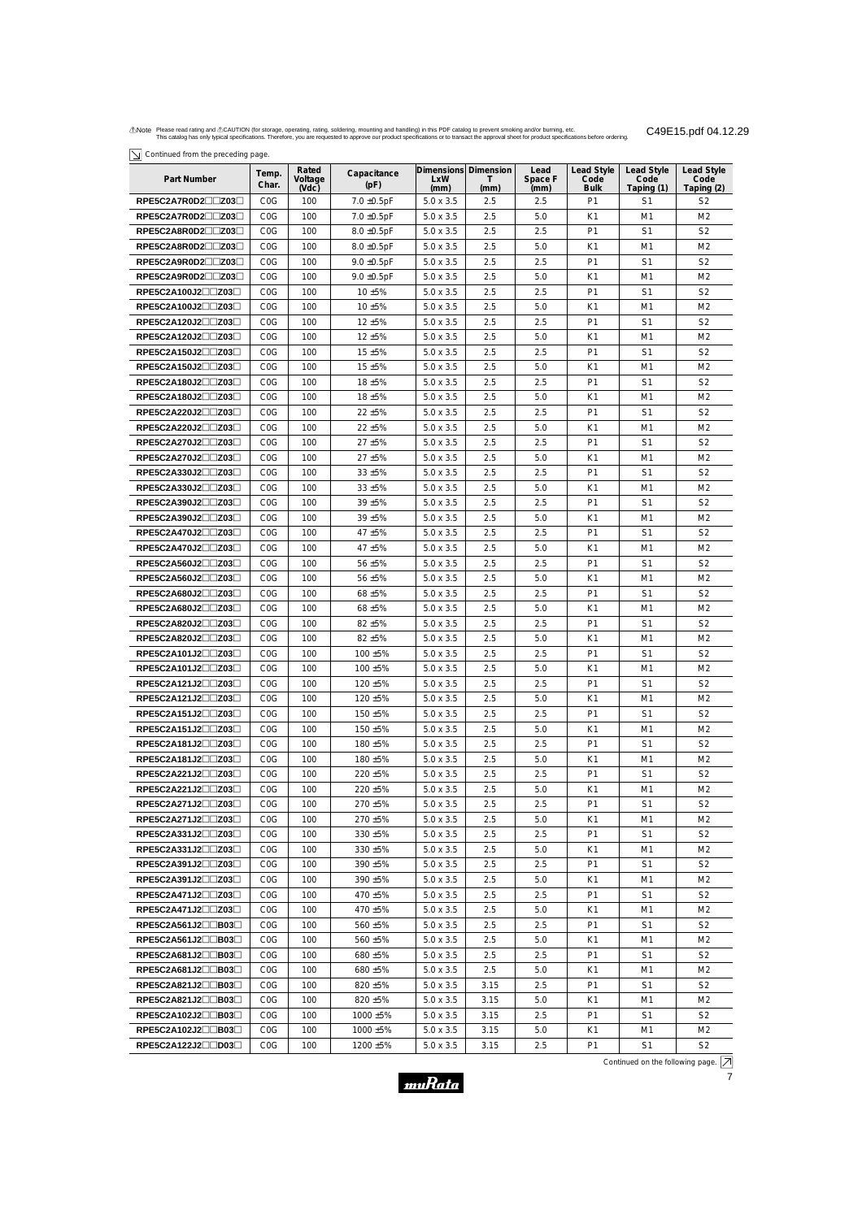⚠Note Please read rating and ⚠CAUTION (for storage, operating, rating, soldering, mounting and handling) in this PDF catalog to prevent smoking and/or burning, etc.
This catalog has only typical specifications. Therefore, you are requested to approve our product specifications or to transact the approval sheet for product specifications before ordering.

C49E15.pdf 04.12.29

Continued from the preceding page.

| Part Number | Temp. Char. | Rated Voltage (Vdc) | Capacitance (pF) | Dimensions LxW (mm) | Dimension T (mm) | Lead Space F (mm) | Lead Style Code Bulk | Lead Style Code Taping (1) | Lead Style Code Taping (2) |
|---|---|---|---|---|---|---|---|---|---|
| RPE5C2A7R0D2□□Z03□ | C0G | 100 | 7.0 ±0.5pF | 5.0 x 3.5 | 2.5 | 2.5 | P1 | S1 | S2 |
| RPE5C2A7R0D2□□Z03□ | C0G | 100 | 7.0 ±0.5pF | 5.0 x 3.5 | 2.5 | 5.0 | K1 | M1 | M2 |
| RPE5C2A8R0D2□□Z03□ | C0G | 100 | 8.0 ±0.5pF | 5.0 x 3.5 | 2.5 | 2.5 | P1 | S1 | S2 |
| RPE5C2A8R0D2□□Z03□ | C0G | 100 | 8.0 ±0.5pF | 5.0 x 3.5 | 2.5 | 5.0 | K1 | M1 | M2 |
| RPE5C2A9R0D2□□Z03□ | C0G | 100 | 9.0 ±0.5pF | 5.0 x 3.5 | 2.5 | 2.5 | P1 | S1 | S2 |
| RPE5C2A9R0D2□□Z03□ | C0G | 100 | 9.0 ±0.5pF | 5.0 x 3.5 | 2.5 | 5.0 | K1 | M1 | M2 |
| RPE5C2A100J2□□Z03□ | C0G | 100 | 10 ±5% | 5.0 x 3.5 | 2.5 | 2.5 | P1 | S1 | S2 |
| RPE5C2A100J2□□Z03□ | C0G | 100 | 10 ±5% | 5.0 x 3.5 | 2.5 | 5.0 | K1 | M1 | M2 |
| RPE5C2A120J2□□Z03□ | C0G | 100 | 12 ±5% | 5.0 x 3.5 | 2.5 | 2.5 | P1 | S1 | S2 |
| RPE5C2A120J2□□Z03□ | C0G | 100 | 12 ±5% | 5.0 x 3.5 | 2.5 | 5.0 | K1 | M1 | M2 |
| RPE5C2A150J2□□Z03□ | C0G | 100 | 15 ±5% | 5.0 x 3.5 | 2.5 | 2.5 | P1 | S1 | S2 |
| RPE5C2A150J2□□Z03□ | C0G | 100 | 15 ±5% | 5.0 x 3.5 | 2.5 | 5.0 | K1 | M1 | M2 |
| RPE5C2A180J2□□Z03□ | C0G | 100 | 18 ±5% | 5.0 x 3.5 | 2.5 | 2.5 | P1 | S1 | S2 |
| RPE5C2A180J2□□Z03□ | C0G | 100 | 18 ±5% | 5.0 x 3.5 | 2.5 | 5.0 | K1 | M1 | M2 |
| RPE5C2A220J2□□Z03□ | C0G | 100 | 22 ±5% | 5.0 x 3.5 | 2.5 | 2.5 | P1 | S1 | S2 |
| RPE5C2A220J2□□Z03□ | C0G | 100 | 22 ±5% | 5.0 x 3.5 | 2.5 | 5.0 | K1 | M1 | M2 |
| RPE5C2A270J2□□Z03□ | C0G | 100 | 27 ±5% | 5.0 x 3.5 | 2.5 | 2.5 | P1 | S1 | S2 |
| RPE5C2A270J2□□Z03□ | C0G | 100 | 27 ±5% | 5.0 x 3.5 | 2.5 | 5.0 | K1 | M1 | M2 |
| RPE5C2A330J2□□Z03□ | C0G | 100 | 33 ±5% | 5.0 x 3.5 | 2.5 | 2.5 | P1 | S1 | S2 |
| RPE5C2A330J2□□Z03□ | C0G | 100 | 33 ±5% | 5.0 x 3.5 | 2.5 | 5.0 | K1 | M1 | M2 |
| RPE5C2A390J2□□Z03□ | C0G | 100 | 39 ±5% | 5.0 x 3.5 | 2.5 | 2.5 | P1 | S1 | S2 |
| RPE5C2A390J2□□Z03□ | C0G | 100 | 39 ±5% | 5.0 x 3.5 | 2.5 | 5.0 | K1 | M1 | M2 |
| RPE5C2A470J2□□Z03□ | C0G | 100 | 47 ±5% | 5.0 x 3.5 | 2.5 | 2.5 | P1 | S1 | S2 |
| RPE5C2A470J2□□Z03□ | C0G | 100 | 47 ±5% | 5.0 x 3.5 | 2.5 | 5.0 | K1 | M1 | M2 |
| RPE5C2A560J2□□Z03□ | C0G | 100 | 56 ±5% | 5.0 x 3.5 | 2.5 | 2.5 | P1 | S1 | S2 |
| RPE5C2A560J2□□Z03□ | C0G | 100 | 56 ±5% | 5.0 x 3.5 | 2.5 | 5.0 | K1 | M1 | M2 |
| RPE5C2A680J2□□Z03□ | C0G | 100 | 68 ±5% | 5.0 x 3.5 | 2.5 | 2.5 | P1 | S1 | S2 |
| RPE5C2A680J2□□Z03□ | C0G | 100 | 68 ±5% | 5.0 x 3.5 | 2.5 | 5.0 | K1 | M1 | M2 |
| RPE5C2A820J2□□Z03□ | C0G | 100 | 82 ±5% | 5.0 x 3.5 | 2.5 | 2.5 | P1 | S1 | S2 |
| RPE5C2A820J2□□Z03□ | C0G | 100 | 82 ±5% | 5.0 x 3.5 | 2.5 | 5.0 | K1 | M1 | M2 |
| RPE5C2A101J2□□Z03□ | C0G | 100 | 100 ±5% | 5.0 x 3.5 | 2.5 | 2.5 | P1 | S1 | S2 |
| RPE5C2A101J2□□Z03□ | C0G | 100 | 100 ±5% | 5.0 x 3.5 | 2.5 | 5.0 | K1 | M1 | M2 |
| RPE5C2A121J2□□Z03□ | C0G | 100 | 120 ±5% | 5.0 x 3.5 | 2.5 | 2.5 | P1 | S1 | S2 |
| RPE5C2A121J2□□Z03□ | C0G | 100 | 120 ±5% | 5.0 x 3.5 | 2.5 | 5.0 | K1 | M1 | M2 |
| RPE5C2A151J2□□Z03□ | C0G | 100 | 150 ±5% | 5.0 x 3.5 | 2.5 | 2.5 | P1 | S1 | S2 |
| RPE5C2A151J2□□Z03□ | C0G | 100 | 150 ±5% | 5.0 x 3.5 | 2.5 | 5.0 | K1 | M1 | M2 |
| RPE5C2A181J2□□Z03□ | C0G | 100 | 180 ±5% | 5.0 x 3.5 | 2.5 | 2.5 | P1 | S1 | S2 |
| RPE5C2A181J2□□Z03□ | C0G | 100 | 180 ±5% | 5.0 x 3.5 | 2.5 | 5.0 | K1 | M1 | M2 |
| RPE5C2A221J2□□Z03□ | C0G | 100 | 220 ±5% | 5.0 x 3.5 | 2.5 | 2.5 | P1 | S1 | S2 |
| RPE5C2A221J2□□Z03□ | C0G | 100 | 220 ±5% | 5.0 x 3.5 | 2.5 | 5.0 | K1 | M1 | M2 |
| RPE5C2A271J2□□Z03□ | C0G | 100 | 270 ±5% | 5.0 x 3.5 | 2.5 | 2.5 | P1 | S1 | S2 |
| RPE5C2A271J2□□Z03□ | C0G | 100 | 270 ±5% | 5.0 x 3.5 | 2.5 | 5.0 | K1 | M1 | M2 |
| RPE5C2A331J2□□Z03□ | C0G | 100 | 330 ±5% | 5.0 x 3.5 | 2.5 | 2.5 | P1 | S1 | S2 |
| RPE5C2A331J2□□Z03□ | C0G | 100 | 330 ±5% | 5.0 x 3.5 | 2.5 | 5.0 | K1 | M1 | M2 |
| RPE5C2A391J2□□Z03□ | C0G | 100 | 390 ±5% | 5.0 x 3.5 | 2.5 | 2.5 | P1 | S1 | S2 |
| RPE5C2A391J2□□Z03□ | C0G | 100 | 390 ±5% | 5.0 x 3.5 | 2.5 | 5.0 | K1 | M1 | M2 |
| RPE5C2A471J2□□Z03□ | C0G | 100 | 470 ±5% | 5.0 x 3.5 | 2.5 | 2.5 | P1 | S1 | S2 |
| RPE5C2A471J2□□Z03□ | C0G | 100 | 470 ±5% | 5.0 x 3.5 | 2.5 | 5.0 | K1 | M1 | M2 |
| RPE5C2A561J2□□B03□ | C0G | 100 | 560 ±5% | 5.0 x 3.5 | 2.5 | 2.5 | P1 | S1 | S2 |
| RPE5C2A561J2□□B03□ | C0G | 100 | 560 ±5% | 5.0 x 3.5 | 2.5 | 5.0 | K1 | M1 | M2 |
| RPE5C2A681J2□□B03□ | C0G | 100 | 680 ±5% | 5.0 x 3.5 | 2.5 | 2.5 | P1 | S1 | S2 |
| RPE5C2A681J2□□B03□ | C0G | 100 | 680 ±5% | 5.0 x 3.5 | 2.5 | 5.0 | K1 | M1 | M2 |
| RPE5C2A821J2□□B03□ | C0G | 100 | 820 ±5% | 5.0 x 3.5 | 3.15 | 2.5 | P1 | S1 | S2 |
| RPE5C2A821J2□□B03□ | C0G | 100 | 820 ±5% | 5.0 x 3.5 | 3.15 | 5.0 | K1 | M1 | M2 |
| RPE5C2A102J2□□B03□ | C0G | 100 | 1000 ±5% | 5.0 x 3.5 | 3.15 | 2.5 | P1 | S1 | S2 |
| RPE5C2A102J2□□B03□ | C0G | 100 | 1000 ±5% | 5.0 x 3.5 | 3.15 | 5.0 | K1 | M1 | M2 |
| RPE5C2A122J2□□D03□ | C0G | 100 | 1200 ±5% | 5.0 x 3.5 | 3.15 | 2.5 | P1 | S1 | S2 |

Continued on the following page.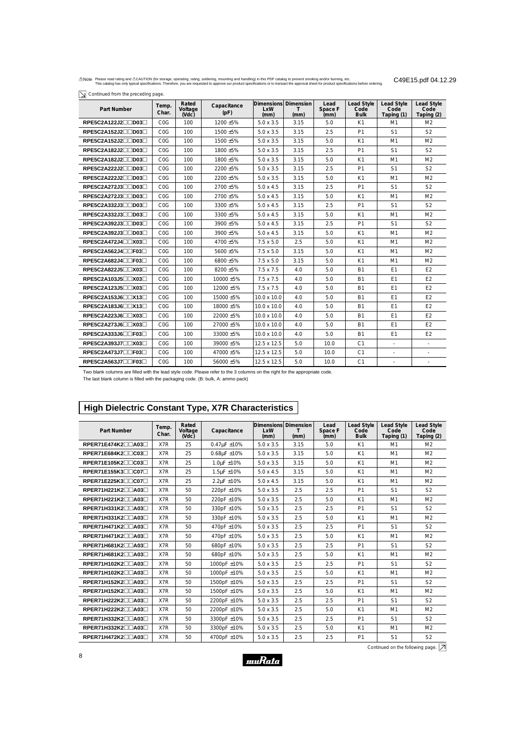⚠Note Please read rating and ⚠CAUTION (for storage, operating, rating, soldering, mounting and handling) in this PDF catalog to prevent smoking and/or burning, etc.
This catalog has only typical specifications. Therefore, you are requested to approve our product specifications or to transact the approval sheet for product specifications before ordering.

C49E15.pdf 04.12.29

Continued from the preceding page.

| Part Number | Temp. Char. | Rated Voltage (Vdc) | Capacitance (pF) | Dimensions LxW (mm) | Dimension T (mm) | Lead Space F (mm) | Lead Style Code Bulk | Lead Style Code Taping (1) | Lead Style Code Taping (2) |
|---|---|---|---|---|---|---|---|---|---|
| RPE5C2A122J2□□D03□ | C0G | 100 | 1200 ±5% | 5.0 x 3.5 | 3.15 | 5.0 | K1 | M1 | M2 |
| RPE5C2A152J2□□D03□ | C0G | 100 | 1500 ±5% | 5.0 x 3.5 | 3.15 | 2.5 | P1 | S1 | S2 |
| RPE5C2A152J2□□D03□ | C0G | 100 | 1500 ±5% | 5.0 x 3.5 | 3.15 | 5.0 | K1 | M1 | M2 |
| RPE5C2A182J2□□D03□ | C0G | 100 | 1800 ±5% | 5.0 x 3.5 | 3.15 | 2.5 | P1 | S1 | S2 |
| RPE5C2A182J2□□D03□ | C0G | 100 | 1800 ±5% | 5.0 x 3.5 | 3.15 | 5.0 | K1 | M1 | M2 |
| RPE5C2A222J2□□D03□ | C0G | 100 | 2200 ±5% | 5.0 x 3.5 | 3.15 | 2.5 | P1 | S1 | S2 |
| RPE5C2A222J2□□D03□ | C0G | 100 | 2200 ±5% | 5.0 x 3.5 | 3.15 | 5.0 | K1 | M1 | M2 |
| RPE5C2A272J3□□D03□ | C0G | 100 | 2700 ±5% | 5.0 x 4.5 | 3.15 | 2.5 | P1 | S1 | S2 |
| RPE5C2A272J3□□D03□ | C0G | 100 | 2700 ±5% | 5.0 x 4.5 | 3.15 | 5.0 | K1 | M1 | M2 |
| RPE5C2A332J3□□D03□ | C0G | 100 | 3300 ±5% | 5.0 x 4.5 | 3.15 | 2.5 | P1 | S1 | S2 |
| RPE5C2A332J3□□D03□ | C0G | 100 | 3300 ±5% | 5.0 x 4.5 | 3.15 | 5.0 | K1 | M1 | M2 |
| RPE5C2A392J3□□D03□ | C0G | 100 | 3900 ±5% | 5.0 x 4.5 | 3.15 | 2.5 | P1 | S1 | S2 |
| RPE5C2A392J3□□D03□ | C0G | 100 | 3900 ±5% | 5.0 x 4.5 | 3.15 | 5.0 | K1 | M1 | M2 |
| RPE5C2A472J4□□X03□ | C0G | 100 | 4700 ±5% | 7.5 x 5.0 | 2.5 | 5.0 | K1 | M1 | M2 |
| RPE5C2A562J4□□F03□ | C0G | 100 | 5600 ±5% | 7.5 x 5.0 | 3.15 | 5.0 | K1 | M1 | M2 |
| RPE5C2A682J4□□F03□ | C0G | 100 | 6800 ±5% | 7.5 x 5.0 | 3.15 | 5.0 | K1 | M1 | M2 |
| RPE5C2A822J5□□X03□ | C0G | 100 | 8200 ±5% | 7.5 x 7.5 | 4.0 | 5.0 | B1 | E1 | E2 |
| RPE5C2A103J5□□X03□ | C0G | 100 | 10000 ±5% | 7.5 x 7.5 | 4.0 | 5.0 | B1 | E1 | E2 |
| RPE5C2A123J5□□X03□ | C0G | 100 | 12000 ±5% | 7.5 x 7.5 | 4.0 | 5.0 | B1 | E1 | E2 |
| RPE5C2A153J6□□X13□ | C0G | 100 | 15000 ±5% | 10.0 x 10.0 | 4.0 | 5.0 | B1 | E1 | E2 |
| RPE5C2A183J6□□X13□ | C0G | 100 | 18000 ±5% | 10.0 x 10.0 | 4.0 | 5.0 | B1 | E1 | E2 |
| RPE5C2A223J6□□X03□ | C0G | 100 | 22000 ±5% | 10.0 x 10.0 | 4.0 | 5.0 | B1 | E1 | E2 |
| RPE5C2A273J6□□X03□ | C0G | 100 | 27000 ±5% | 10.0 x 10.0 | 4.0 | 5.0 | B1 | E1 | E2 |
| RPE5C2A333J6□□F03□ | C0G | 100 | 33000 ±5% | 10.0 x 10.0 | 4.0 | 5.0 | B1 | E1 | E2 |
| RPE5C2A393J7□□X03□ | C0G | 100 | 39000 ±5% | 12.5 x 12.5 | 5.0 | 10.0 | C1 | - | - |
| RPE5C2A473J7□□F03□ | C0G | 100 | 47000 ±5% | 12.5 x 12.5 | 5.0 | 10.0 | C1 | - | - |
| RPE5C2A563J7□□F03□ | C0G | 100 | 56000 ±5% | 12.5 x 12.5 | 5.0 | 10.0 | C1 | - | - |

Two blank columns are filled with the lead style code. Please refer to the 3 columns on the right for the appropriate code.
The last blank column is filled with the packaging code. (B: bulk, A: ammo pack)

## High Dielectric Constant Type, X7R Characteristics

| Part Number | Temp. Char. | Rated Voltage (Vdc) | Capacitance | Dimensions LxW (mm) | Dimension T (mm) | Lead Space F (mm) | Lead Style Code Bulk | Lead Style Code Taping (1) | Lead Style Code Taping (2) |
|---|---|---|---|---|---|---|---|---|---|
| RPER71E474K2□□A03□ | X7R | 25 | 0.47μF ±10% | 5.0 x 3.5 | 3.15 | 5.0 | K1 | M1 | M2 |
| RPER71E684K2□□C03□ | X7R | 25 | 0.68μF ±10% | 5.0 x 3.5 | 3.15 | 5.0 | K1 | M1 | M2 |
| RPER71E105K2□□C03□ | X7R | 25 | 1.0μF ±10% | 5.0 x 3.5 | 3.15 | 5.0 | K1 | M1 | M2 |
| RPER71E155K3□□C07□ | X7R | 25 | 1.5μF ±10% | 5.0 x 4.5 | 3.15 | 5.0 | K1 | M1 | M2 |
| RPER71E225K3□□C07□ | X7R | 25 | 2.2μF ±10% | 5.0 x 4.5 | 3.15 | 5.0 | K1 | M1 | M2 |
| RPER71H221K2□□A03□ | X7R | 50 | 220pF ±10% | 5.0 x 3.5 | 2.5 | 2.5 | P1 | S1 | S2 |
| RPER71H221K2□□A03□ | X7R | 50 | 220pF ±10% | 5.0 x 3.5 | 2.5 | 5.0 | K1 | M1 | M2 |
| RPER71H331K2□□A03□ | X7R | 50 | 330pF ±10% | 5.0 x 3.5 | 2.5 | 2.5 | P1 | S1 | S2 |
| RPER71H331K2□□A03□ | X7R | 50 | 330pF ±10% | 5.0 x 3.5 | 2.5 | 5.0 | K1 | M1 | M2 |
| RPER71H471K2□□A03□ | X7R | 50 | 470pF ±10% | 5.0 x 3.5 | 2.5 | 2.5 | P1 | S1 | S2 |
| RPER71H471K2□□A03□ | X7R | 50 | 470pF ±10% | 5.0 x 3.5 | 2.5 | 5.0 | K1 | M1 | M2 |
| RPER71H681K2□□A03□ | X7R | 50 | 680pF ±10% | 5.0 x 3.5 | 2.5 | 2.5 | P1 | S1 | S2 |
| RPER71H681K2□□A03□ | X7R | 50 | 680pF ±10% | 5.0 x 3.5 | 2.5 | 5.0 | K1 | M1 | M2 |
| RPER71H102K2□□A03□ | X7R | 50 | 1000pF ±10% | 5.0 x 3.5 | 2.5 | 2.5 | P1 | S1 | S2 |
| RPER71H102K2□□A03□ | X7R | 50 | 1000pF ±10% | 5.0 x 3.5 | 2.5 | 5.0 | K1 | M1 | M2 |
| RPER71H152K2□□A03□ | X7R | 50 | 1500pF ±10% | 5.0 x 3.5 | 2.5 | 2.5 | P1 | S1 | S2 |
| RPER71H152K2□□A03□ | X7R | 50 | 1500pF ±10% | 5.0 x 3.5 | 2.5 | 5.0 | K1 | M1 | M2 |
| RPER71H222K2□□A03□ | X7R | 50 | 2200pF ±10% | 5.0 x 3.5 | 2.5 | 2.5 | P1 | S1 | S2 |
| RPER71H222K2□□A03□ | X7R | 50 | 2200pF ±10% | 5.0 x 3.5 | 2.5 | 5.0 | K1 | M1 | M2 |
| RPER71H332K2□□A03□ | X7R | 50 | 3300pF ±10% | 5.0 x 3.5 | 2.5 | 2.5 | P1 | S1 | S2 |
| RPER71H332K2□□A03□ | X7R | 50 | 3300pF ±10% | 5.0 x 3.5 | 2.5 | 5.0 | K1 | M1 | M2 |
| RPER71H472K2□□A03□ | X7R | 50 | 4700pF ±10% | 5.0 x 3.5 | 2.5 | 2.5 | P1 | S1 | S2 |

Continued on the following page.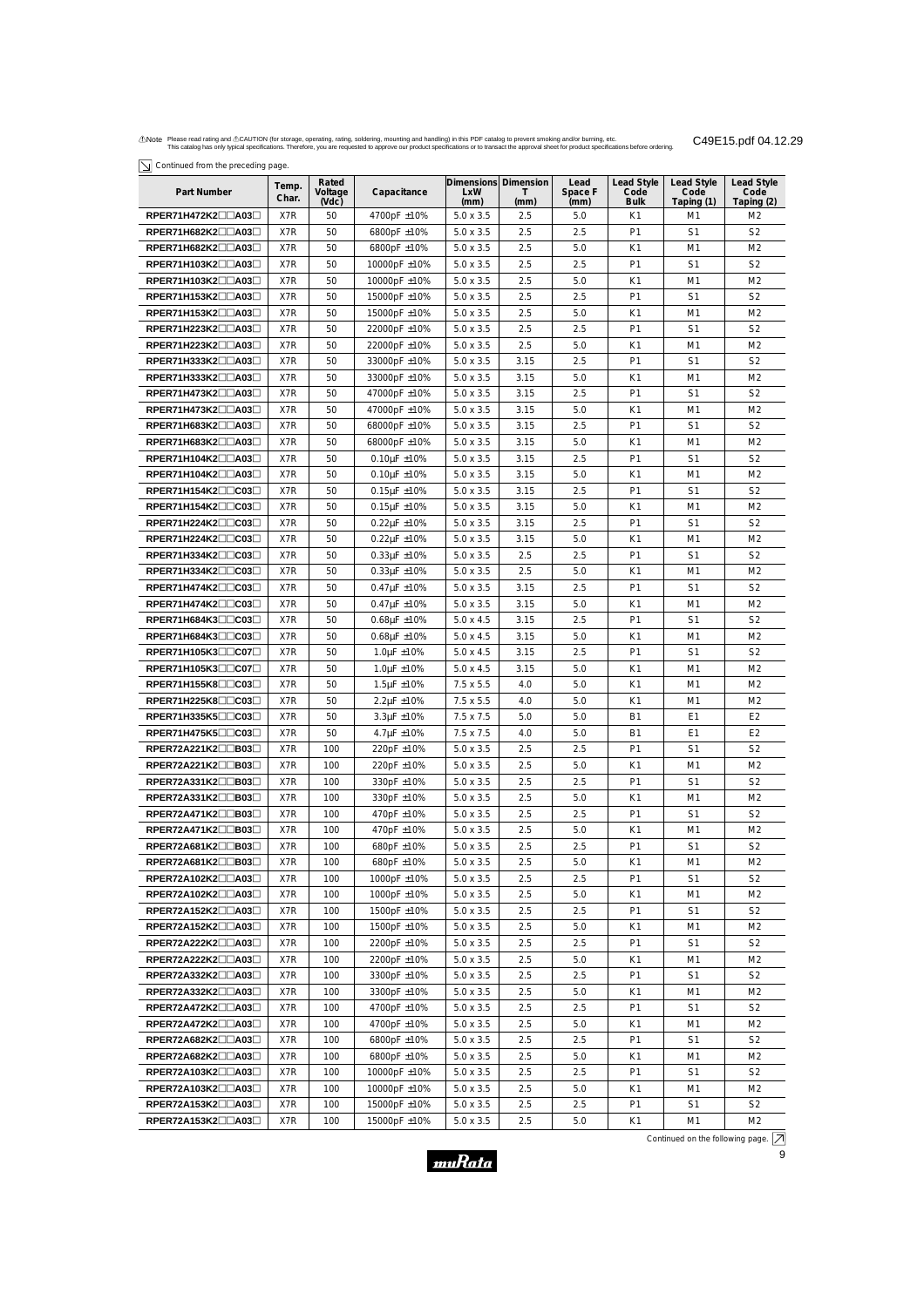⚠Note Please read rating and ⚠CAUTION (for storage, operating, rating, soldering, mounting and handling) in this PDF catalog to prevent smoking and/or burning, etc.
This catalog has only typical specifications. Therefore, you are requested to approve our product specifications or to transact the approval sheet for product specifications before ordering.

C49E15.pdf 04.12.29

Continued from the preceding page.

| Part Number | Temp. Char. | Rated Voltage (Vdc) | Capacitance | Dimensions LxW (mm) | Dimension T (mm) | Lead Space F (mm) | Lead Style Code Bulk | Lead Style Code Taping (1) | Lead Style Code Taping (2) |
|---|---|---|---|---|---|---|---|---|---|
| RPER71H472K2□□A03□ | X7R | 50 | 4700pF ±10% | 5.0 x 3.5 | 2.5 | 5.0 | K1 | M1 | M2 |
| RPER71H682K2□□A03□ | X7R | 50 | 6800pF ±10% | 5.0 x 3.5 | 2.5 | 2.5 | P1 | S1 | S2 |
| RPER71H682K2□□A03□ | X7R | 50 | 6800pF ±10% | 5.0 x 3.5 | 2.5 | 5.0 | K1 | M1 | M2 |
| RPER71H103K2□□A03□ | X7R | 50 | 10000pF ±10% | 5.0 x 3.5 | 2.5 | 2.5 | P1 | S1 | S2 |
| RPER71H103K2□□A03□ | X7R | 50 | 10000pF ±10% | 5.0 x 3.5 | 2.5 | 5.0 | K1 | M1 | M2 |
| RPER71H153K2□□A03□ | X7R | 50 | 15000pF ±10% | 5.0 x 3.5 | 2.5 | 2.5 | P1 | S1 | S2 |
| RPER71H153K2□□A03□ | X7R | 50 | 15000pF ±10% | 5.0 x 3.5 | 2.5 | 5.0 | K1 | M1 | M2 |
| RPER71H223K2□□A03□ | X7R | 50 | 22000pF ±10% | 5.0 x 3.5 | 2.5 | 2.5 | P1 | S1 | S2 |
| RPER71H223K2□□A03□ | X7R | 50 | 22000pF ±10% | 5.0 x 3.5 | 2.5 | 5.0 | K1 | M1 | M2 |
| RPER71H333K2□□A03□ | X7R | 50 | 33000pF ±10% | 5.0 x 3.5 | 3.15 | 2.5 | P1 | S1 | S2 |
| RPER71H333K2□□A03□ | X7R | 50 | 33000pF ±10% | 5.0 x 3.5 | 3.15 | 5.0 | K1 | M1 | M2 |
| RPER71H473K2□□A03□ | X7R | 50 | 47000pF ±10% | 5.0 x 3.5 | 3.15 | 2.5 | P1 | S1 | S2 |
| RPER71H473K2□□A03□ | X7R | 50 | 47000pF ±10% | 5.0 x 3.5 | 3.15 | 5.0 | K1 | M1 | M2 |
| RPER71H683K2□□A03□ | X7R | 50 | 68000pF ±10% | 5.0 x 3.5 | 3.15 | 2.5 | P1 | S1 | S2 |
| RPER71H683K2□□A03□ | X7R | 50 | 68000pF ±10% | 5.0 x 3.5 | 3.15 | 5.0 | K1 | M1 | M2 |
| RPER71H104K2□□A03□ | X7R | 50 | 0.10μF ±10% | 5.0 x 3.5 | 3.15 | 2.5 | P1 | S1 | S2 |
| RPER71H104K2□□A03□ | X7R | 50 | 0.10μF ±10% | 5.0 x 3.5 | 3.15 | 5.0 | K1 | M1 | M2 |
| RPER71H154K2□□C03□ | X7R | 50 | 0.15μF ±10% | 5.0 x 3.5 | 3.15 | 2.5 | P1 | S1 | S2 |
| RPER71H154K2□□C03□ | X7R | 50 | 0.15μF ±10% | 5.0 x 3.5 | 3.15 | 5.0 | K1 | M1 | M2 |
| RPER71H224K2□□C03□ | X7R | 50 | 0.22μF ±10% | 5.0 x 3.5 | 3.15 | 2.5 | P1 | S1 | S2 |
| RPER71H224K2□□C03□ | X7R | 50 | 0.22μF ±10% | 5.0 x 3.5 | 3.15 | 5.0 | K1 | M1 | M2 |
| RPER71H334K2□□C03□ | X7R | 50 | 0.33μF ±10% | 5.0 x 3.5 | 2.5 | 2.5 | P1 | S1 | S2 |
| RPER71H334K2□□C03□ | X7R | 50 | 0.33μF ±10% | 5.0 x 3.5 | 2.5 | 5.0 | K1 | M1 | M2 |
| RPER71H474K2□□C03□ | X7R | 50 | 0.47μF ±10% | 5.0 x 3.5 | 3.15 | 2.5 | P1 | S1 | S2 |
| RPER71H474K2□□C03□ | X7R | 50 | 0.47μF ±10% | 5.0 x 3.5 | 3.15 | 5.0 | K1 | M1 | M2 |
| RPER71H684K3□□C03□ | X7R | 50 | 0.68μF ±10% | 5.0 x 4.5 | 3.15 | 2.5 | P1 | S1 | S2 |
| RPER71H684K3□□C03□ | X7R | 50 | 0.68μF ±10% | 5.0 x 4.5 | 3.15 | 5.0 | K1 | M1 | M2 |
| RPER71H105K3□□C07□ | X7R | 50 | 1.0μF ±10% | 5.0 x 4.5 | 3.15 | 2.5 | P1 | S1 | S2 |
| RPER71H105K3□□C07□ | X7R | 50 | 1.0μF ±10% | 5.0 x 4.5 | 3.15 | 5.0 | K1 | M1 | M2 |
| RPER71H155K8□□C03□ | X7R | 50 | 1.5μF ±10% | 7.5 x 5.5 | 4.0 | 5.0 | K1 | M1 | M2 |
| RPER71H225K8□□C03□ | X7R | 50 | 2.2μF ±10% | 7.5 x 5.5 | 4.0 | 5.0 | K1 | M1 | M2 |
| RPER71H335K5□□C03□ | X7R | 50 | 3.3μF ±10% | 7.5 x 7.5 | 5.0 | 5.0 | B1 | E1 | E2 |
| RPER71H475K5□□C03□ | X7R | 50 | 4.7μF ±10% | 7.5 x 7.5 | 4.0 | 5.0 | B1 | E1 | E2 |
| RPER72A221K2□□B03□ | X7R | 100 | 220pF ±10% | 5.0 x 3.5 | 2.5 | 2.5 | P1 | S1 | S2 |
| RPER72A221K2□□B03□ | X7R | 100 | 220pF ±10% | 5.0 x 3.5 | 2.5 | 5.0 | K1 | M1 | M2 |
| RPER72A331K2□□B03□ | X7R | 100 | 330pF ±10% | 5.0 x 3.5 | 2.5 | 2.5 | P1 | S1 | S2 |
| RPER72A331K2□□B03□ | X7R | 100 | 330pF ±10% | 5.0 x 3.5 | 2.5 | 5.0 | K1 | M1 | M2 |
| RPER72A471K2□□B03□ | X7R | 100 | 470pF ±10% | 5.0 x 3.5 | 2.5 | 2.5 | P1 | S1 | S2 |
| RPER72A471K2□□B03□ | X7R | 100 | 470pF ±10% | 5.0 x 3.5 | 2.5 | 5.0 | K1 | M1 | M2 |
| RPER72A681K2□□B03□ | X7R | 100 | 680pF ±10% | 5.0 x 3.5 | 2.5 | 2.5 | P1 | S1 | S2 |
| RPER72A681K2□□B03□ | X7R | 100 | 680pF ±10% | 5.0 x 3.5 | 2.5 | 5.0 | K1 | M1 | M2 |
| RPER72A102K2□□A03□ | X7R | 100 | 1000pF ±10% | 5.0 x 3.5 | 2.5 | 2.5 | P1 | S1 | S2 |
| RPER72A102K2□□A03□ | X7R | 100 | 1000pF ±10% | 5.0 x 3.5 | 2.5 | 5.0 | K1 | M1 | M2 |
| RPER72A152K2□□A03□ | X7R | 100 | 1500pF ±10% | 5.0 x 3.5 | 2.5 | 2.5 | P1 | S1 | S2 |
| RPER72A152K2□□A03□ | X7R | 100 | 1500pF ±10% | 5.0 x 3.5 | 2.5 | 5.0 | K1 | M1 | M2 |
| RPER72A222K2□□A03□ | X7R | 100 | 2200pF ±10% | 5.0 x 3.5 | 2.5 | 2.5 | P1 | S1 | S2 |
| RPER72A222K2□□A03□ | X7R | 100 | 2200pF ±10% | 5.0 x 3.5 | 2.5 | 5.0 | K1 | M1 | M2 |
| RPER72A332K2□□A03□ | X7R | 100 | 3300pF ±10% | 5.0 x 3.5 | 2.5 | 2.5 | P1 | S1 | S2 |
| RPER72A332K2□□A03□ | X7R | 100 | 3300pF ±10% | 5.0 x 3.5 | 2.5 | 5.0 | K1 | M1 | M2 |
| RPER72A472K2□□A03□ | X7R | 100 | 4700pF ±10% | 5.0 x 3.5 | 2.5 | 2.5 | P1 | S1 | S2 |
| RPER72A472K2□□A03□ | X7R | 100 | 4700pF ±10% | 5.0 x 3.5 | 2.5 | 5.0 | K1 | M1 | M2 |
| RPER72A682K2□□A03□ | X7R | 100 | 6800pF ±10% | 5.0 x 3.5 | 2.5 | 2.5 | P1 | S1 | S2 |
| RPER72A682K2□□A03□ | X7R | 100 | 6800pF ±10% | 5.0 x 3.5 | 2.5 | 5.0 | K1 | M1 | M2 |
| RPER72A103K2□□A03□ | X7R | 100 | 10000pF ±10% | 5.0 x 3.5 | 2.5 | 2.5 | P1 | S1 | S2 |
| RPER72A103K2□□A03□ | X7R | 100 | 10000pF ±10% | 5.0 x 3.5 | 2.5 | 5.0 | K1 | M1 | M2 |
| RPER72A153K2□□A03□ | X7R | 100 | 15000pF ±10% | 5.0 x 3.5 | 2.5 | 2.5 | P1 | S1 | S2 |
| RPER72A153K2□□A03□ | X7R | 100 | 15000pF ±10% | 5.0 x 3.5 | 2.5 | 5.0 | K1 | M1 | M2 |

Continued on the following page.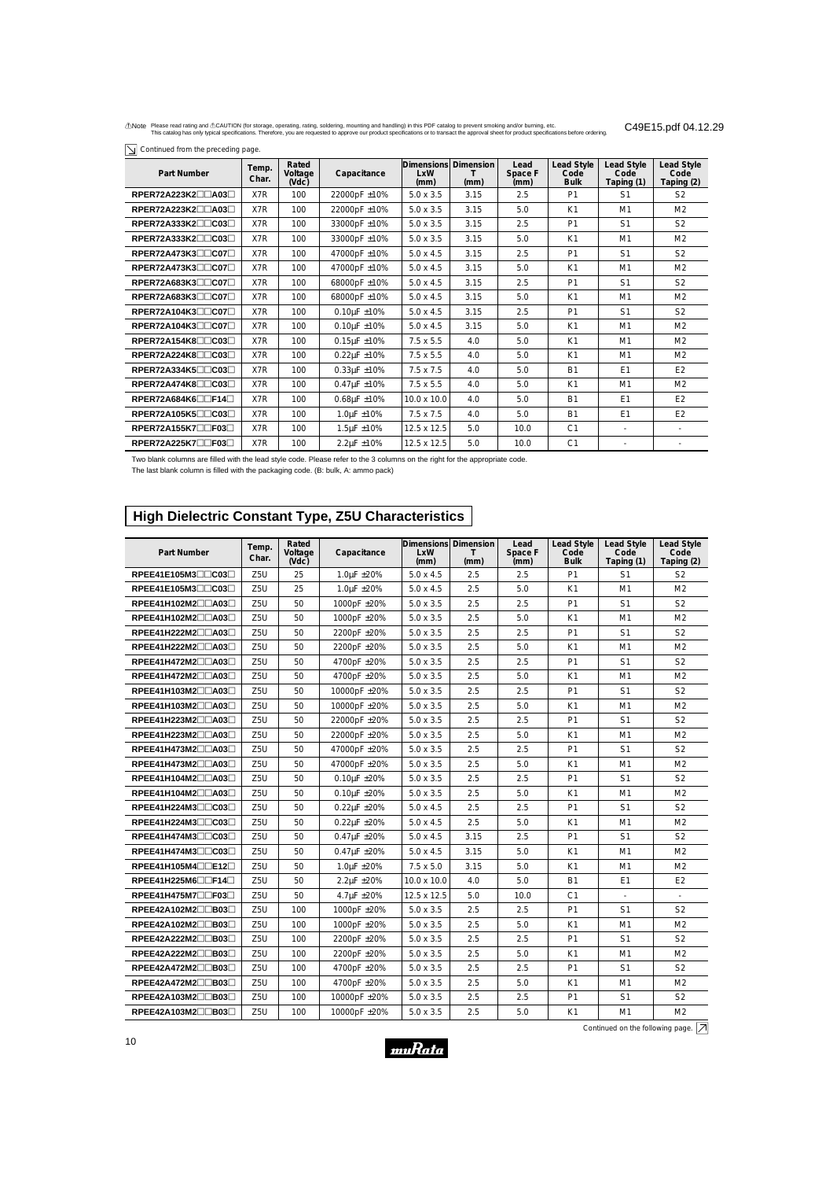⚠Note Please read rating and ⚠CAUTION (for storage, operating, rating, soldering, mounting and handling) in this PDF catalog to prevent smoking and/or burning, etc.
This catalog has only typical specifications. Therefore, you are requested to approve our product specifications or to transact the approval sheet for product specifications before ordering.

Continued from the preceding page.

| Part Number | Temp. Char. | Rated Voltage (Vdc) | Capacitance | Dimensions LxW (mm) | Dimension T (mm) | Lead Space F (mm) | Lead Style Code Bulk | Lead Style Code Taping (1) | Lead Style Code Taping (2) |
|---|---|---|---|---|---|---|---|---|---|
| RPER72A223K2□□A03□ | X7R | 100 | 22000pF ±10% | 5.0 x 3.5 | 3.15 | 2.5 | P1 | S1 | S2 |
| RPER72A223K2□□A03□ | X7R | 100 | 22000pF ±10% | 5.0 x 3.5 | 3.15 | 5.0 | K1 | M1 | M2 |
| RPER72A333K2□□C03□ | X7R | 100 | 33000pF ±10% | 5.0 x 3.5 | 3.15 | 2.5 | P1 | S1 | S2 |
| RPER72A333K2□□C03□ | X7R | 100 | 33000pF ±10% | 5.0 x 3.5 | 3.15 | 5.0 | K1 | M1 | M2 |
| RPER72A473K3□□C07□ | X7R | 100 | 47000pF ±10% | 5.0 x 4.5 | 3.15 | 2.5 | P1 | S1 | S2 |
| RPER72A473K3□□C07□ | X7R | 100 | 47000pF ±10% | 5.0 x 4.5 | 3.15 | 5.0 | K1 | M1 | M2 |
| RPER72A683K3□□C07□ | X7R | 100 | 68000pF ±10% | 5.0 x 4.5 | 3.15 | 2.5 | P1 | S1 | S2 |
| RPER72A683K3□□C07□ | X7R | 100 | 68000pF ±10% | 5.0 x 4.5 | 3.15 | 5.0 | K1 | M1 | M2 |
| RPER72A104K3□□C07□ | X7R | 100 | 0.10μF ±10% | 5.0 x 4.5 | 3.15 | 2.5 | P1 | S1 | S2 |
| RPER72A104K3□□C07□ | X7R | 100 | 0.10μF ±10% | 5.0 x 4.5 | 3.15 | 5.0 | K1 | M1 | M2 |
| RPER72A154K8□□C03□ | X7R | 100 | 0.15μF ±10% | 7.5 x 5.5 | 4.0 | 5.0 | K1 | M1 | M2 |
| RPER72A224K8□□C03□ | X7R | 100 | 0.22μF ±10% | 7.5 x 5.5 | 4.0 | 5.0 | K1 | M1 | M2 |
| RPER72A334K5□□C03□ | X7R | 100 | 0.33μF ±10% | 7.5 x 7.5 | 4.0 | 5.0 | B1 | E1 | E2 |
| RPER72A474K8□□C03□ | X7R | 100 | 0.47μF ±10% | 7.5 x 5.5 | 4.0 | 5.0 | K1 | M1 | M2 |
| RPER72A684K6□□F14□ | X7R | 100 | 0.68μF ±10% | 10.0 x 10.0 | 4.0 | 5.0 | B1 | E1 | E2 |
| RPER72A105K5□□C03□ | X7R | 100 | 1.0μF ±10% | 7.5 x 7.5 | 4.0 | 5.0 | B1 | E1 | E2 |
| RPER72A155K7□□F03□ | X7R | 100 | 1.5μF ±10% | 12.5 x 12.5 | 5.0 | 10.0 | C1 | - | - |
| RPER72A225K7□□F03□ | X7R | 100 | 2.2μF ±10% | 12.5 x 12.5 | 5.0 | 10.0 | C1 | - | - |

Two blank columns are filled with the lead style code. Please refer to the 3 columns on the right for the appropriate code.
The last blank column is filled with the packaging code. (B: bulk, A: ammo pack)

## High Dielectric Constant Type, Z5U Characteristics

| Part Number | Temp. Char. | Rated Voltage (Vdc) | Capacitance | Dimensions LxW (mm) | Dimension T (mm) | Lead Space F (mm) | Lead Style Code Bulk | Lead Style Code Taping (1) | Lead Style Code Taping (2) |
|---|---|---|---|---|---|---|---|---|---|
| RPEE41E105M3□□C03□ | Z5U | 25 | 1.0μF ±20% | 5.0 x 4.5 | 2.5 | 2.5 | P1 | S1 | S2 |
| RPEE41E105M3□□C03□ | Z5U | 25 | 1.0μF ±20% | 5.0 x 4.5 | 2.5 | 5.0 | K1 | M1 | M2 |
| RPEE41H102M2□□A03□ | Z5U | 50 | 1000pF ±20% | 5.0 x 3.5 | 2.5 | 2.5 | P1 | S1 | S2 |
| RPEE41H102M2□□A03□ | Z5U | 50 | 1000pF ±20% | 5.0 x 3.5 | 2.5 | 5.0 | K1 | M1 | M2 |
| RPEE41H222M2□□A03□ | Z5U | 50 | 2200pF ±20% | 5.0 x 3.5 | 2.5 | 2.5 | P1 | S1 | S2 |
| RPEE41H222M2□□A03□ | Z5U | 50 | 2200pF ±20% | 5.0 x 3.5 | 2.5 | 5.0 | K1 | M1 | M2 |
| RPEE41H472M2□□A03□ | Z5U | 50 | 4700pF ±20% | 5.0 x 3.5 | 2.5 | 2.5 | P1 | S1 | S2 |
| RPEE41H472M2□□A03□ | Z5U | 50 | 4700pF ±20% | 5.0 x 3.5 | 2.5 | 5.0 | K1 | M1 | M2 |
| RPEE41H103M2□□A03□ | Z5U | 50 | 10000pF ±20% | 5.0 x 3.5 | 2.5 | 2.5 | P1 | S1 | S2 |
| RPEE41H103M2□□A03□ | Z5U | 50 | 10000pF ±20% | 5.0 x 3.5 | 2.5 | 5.0 | K1 | M1 | M2 |
| RPEE41H223M2□□A03□ | Z5U | 50 | 22000pF ±20% | 5.0 x 3.5 | 2.5 | 2.5 | P1 | S1 | S2 |
| RPEE41H223M2□□A03□ | Z5U | 50 | 22000pF ±20% | 5.0 x 3.5 | 2.5 | 5.0 | K1 | M1 | M2 |
| RPEE41H473M2□□A03□ | Z5U | 50 | 47000pF ±20% | 5.0 x 3.5 | 2.5 | 2.5 | P1 | S1 | S2 |
| RPEE41H473M2□□A03□ | Z5U | 50 | 47000pF ±20% | 5.0 x 3.5 | 2.5 | 5.0 | K1 | M1 | M2 |
| RPEE41H104M2□□A03□ | Z5U | 50 | 0.10μF ±20% | 5.0 x 3.5 | 2.5 | 2.5 | P1 | S1 | S2 |
| RPEE41H104M2□□A03□ | Z5U | 50 | 0.10μF ±20% | 5.0 x 3.5 | 2.5 | 5.0 | K1 | M1 | M2 |
| RPEE41H224M3□□C03□ | Z5U | 50 | 0.22μF ±20% | 5.0 x 4.5 | 2.5 | 2.5 | P1 | S1 | S2 |
| RPEE41H224M3□□C03□ | Z5U | 50 | 0.22μF ±20% | 5.0 x 4.5 | 2.5 | 5.0 | K1 | M1 | M2 |
| RPEE41H474M3□□C03□ | Z5U | 50 | 0.47μF ±20% | 5.0 x 4.5 | 3.15 | 2.5 | P1 | S1 | S2 |
| RPEE41H474M3□□C03□ | Z5U | 50 | 0.47μF ±20% | 5.0 x 4.5 | 3.15 | 5.0 | K1 | M1 | M2 |
| RPEE41H105M4□□E12□ | Z5U | 50 | 1.0μF ±20% | 7.5 x 5.0 | 3.15 | 5.0 | K1 | M1 | M2 |
| RPEE41H225M6□□F14□ | Z5U | 50 | 2.2μF ±20% | 10.0 x 10.0 | 4.0 | 5.0 | B1 | E1 | E2 |
| RPEE41H475M7□□F03□ | Z5U | 50 | 4.7μF ±20% | 12.5 x 12.5 | 5.0 | 10.0 | C1 | - | - |
| RPEE42A102M2□□B03□ | Z5U | 100 | 1000pF ±20% | 5.0 x 3.5 | 2.5 | 2.5 | P1 | S1 | S2 |
| RPEE42A102M2□□B03□ | Z5U | 100 | 1000pF ±20% | 5.0 x 3.5 | 2.5 | 5.0 | K1 | M1 | M2 |
| RPEE42A222M2□□B03□ | Z5U | 100 | 2200pF ±20% | 5.0 x 3.5 | 2.5 | 2.5 | P1 | S1 | S2 |
| RPEE42A222M2□□B03□ | Z5U | 100 | 2200pF ±20% | 5.0 x 3.5 | 2.5 | 5.0 | K1 | M1 | M2 |
| RPEE42A472M2□□B03□ | Z5U | 100 | 4700pF ±20% | 5.0 x 3.5 | 2.5 | 2.5 | P1 | S1 | S2 |
| RPEE42A472M2□□B03□ | Z5U | 100 | 4700pF ±20% | 5.0 x 3.5 | 2.5 | 5.0 | K1 | M1 | M2 |
| RPEE42A103M2□□B03□ | Z5U | 100 | 10000pF ±20% | 5.0 x 3.5 | 2.5 | 2.5 | P1 | S1 | S2 |
| RPEE42A103M2□□B03□ | Z5U | 100 | 10000pF ±20% | 5.0 x 3.5 | 2.5 | 5.0 | K1 | M1 | M2 |

Continued on the following page.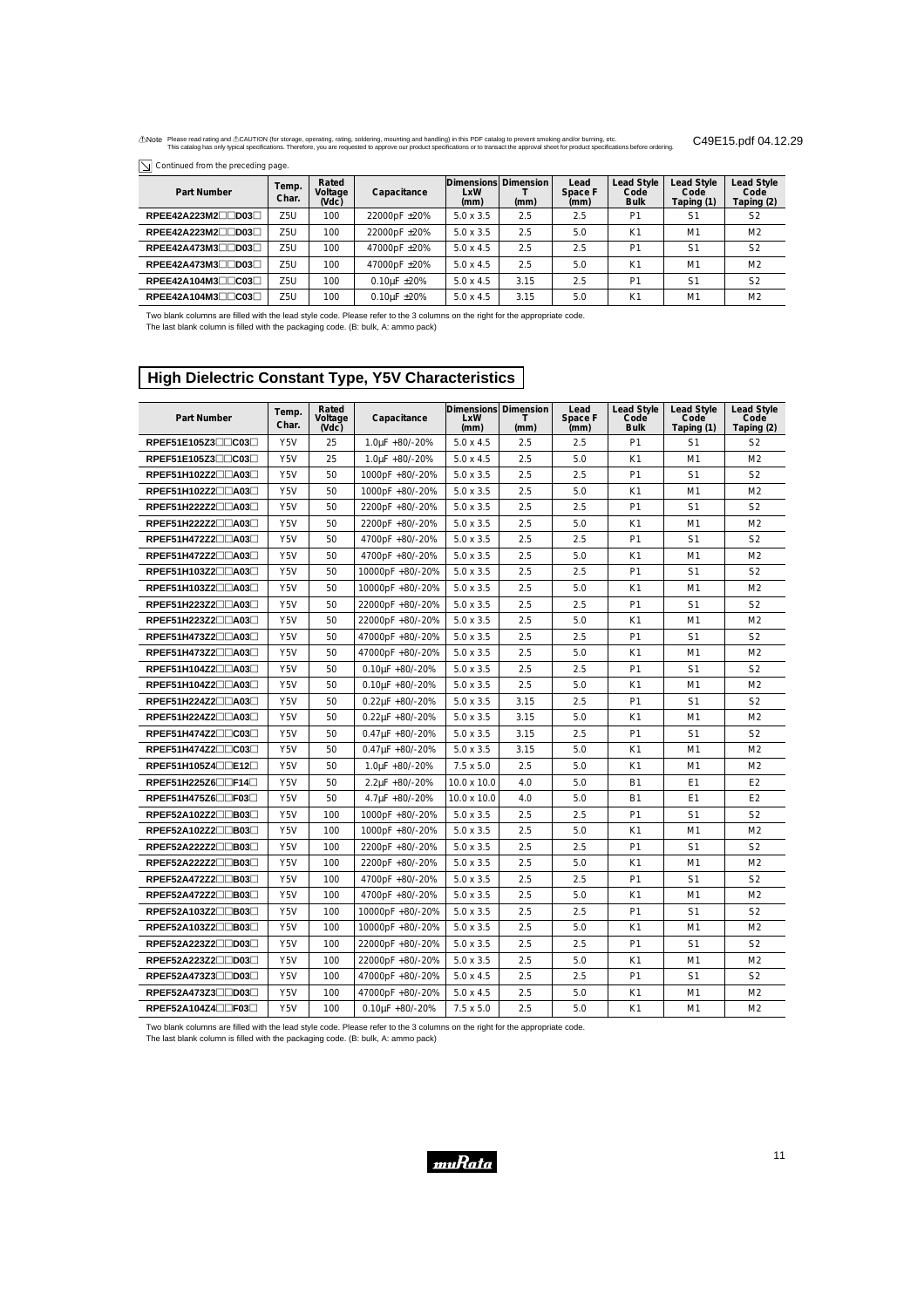⚠Note Please read rating and ⚠CAUTION (for storage, operating, rating, soldering, mounting and handling) in this PDF catalog to prevent smoking and/or burning, etc.
This catalog has only typical specifications. Therefore, you are requested to approve our product specifications or to transact the approval sheet for product specifications before ordering.

C49E15.pdf 04.12.29

Continued from the preceding page.

| Part Number | Temp. Char. | Rated Voltage (Vdc) | Capacitance | Dimensions LxW (mm) | Dimension T (mm) | Lead Space F (mm) | Lead Style Code Bulk | Lead Style Code Taping (1) | Lead Style Code Taping (2) |
|---|---|---|---|---|---|---|---|---|---|
| RPEE42A223M2□□D03□ | Z5U | 100 | 22000pF ±20% | 5.0 x 3.5 | 2.5 | 2.5 | P1 | S1 | S2 |
| RPEE42A223M2□□D03□ | Z5U | 100 | 22000pF ±20% | 5.0 x 3.5 | 2.5 | 5.0 | K1 | M1 | M2 |
| RPEE42A473M3□□D03□ | Z5U | 100 | 47000pF ±20% | 5.0 x 4.5 | 2.5 | 2.5 | P1 | S1 | S2 |
| RPEE42A473M3□□D03□ | Z5U | 100 | 47000pF ±20% | 5.0 x 4.5 | 2.5 | 5.0 | K1 | M1 | M2 |
| RPEE42A104M3□□C03□ | Z5U | 100 | 0.10μF ±20% | 5.0 x 4.5 | 3.15 | 2.5 | P1 | S1 | S2 |
| RPEE42A104M3□□C03□ | Z5U | 100 | 0.10μF ±20% | 5.0 x 4.5 | 3.15 | 5.0 | K1 | M1 | M2 |

Two blank columns are filled with the lead style code. Please refer to the 3 columns on the right for the appropriate code.
The last blank column is filled with the packaging code. (B: bulk, A: ammo pack)

## High Dielectric Constant Type, Y5V Characteristics

| Part Number | Temp. Char. | Rated Voltage (Vdc) | Capacitance | Dimensions LxW (mm) | Dimension T (mm) | Lead Space F (mm) | Lead Style Code Bulk | Lead Style Code Taping (1) | Lead Style Code Taping (2) |
|---|---|---|---|---|---|---|---|---|---|
| RPEF51E105Z3□□C03□ | Y5V | 25 | 1.0μF +80/-20% | 5.0 x 4.5 | 2.5 | 2.5 | P1 | S1 | S2 |
| RPEF51E105Z3□□C03□ | Y5V | 25 | 1.0μF +80/-20% | 5.0 x 4.5 | 2.5 | 5.0 | K1 | M1 | M2 |
| RPEF51H102Z2□□A03□ | Y5V | 50 | 1000pF +80/-20% | 5.0 x 3.5 | 2.5 | 2.5 | P1 | S1 | S2 |
| RPEF51H102Z2□□A03□ | Y5V | 50 | 1000pF +80/-20% | 5.0 x 3.5 | 2.5 | 5.0 | K1 | M1 | M2 |
| RPEF51H222Z2□□A03□ | Y5V | 50 | 2200pF +80/-20% | 5.0 x 3.5 | 2.5 | 2.5 | P1 | S1 | S2 |
| RPEF51H222Z2□□A03□ | Y5V | 50 | 2200pF +80/-20% | 5.0 x 3.5 | 2.5 | 5.0 | K1 | M1 | M2 |
| RPEF51H472Z2□□A03□ | Y5V | 50 | 4700pF +80/-20% | 5.0 x 3.5 | 2.5 | 2.5 | P1 | S1 | S2 |
| RPEF51H472Z2□□A03□ | Y5V | 50 | 4700pF +80/-20% | 5.0 x 3.5 | 2.5 | 5.0 | K1 | M1 | M2 |
| RPEF51H103Z2□□A03□ | Y5V | 50 | 10000pF +80/-20% | 5.0 x 3.5 | 2.5 | 2.5 | P1 | S1 | S2 |
| RPEF51H103Z2□□A03□ | Y5V | 50 | 10000pF +80/-20% | 5.0 x 3.5 | 2.5 | 5.0 | K1 | M1 | M2 |
| RPEF51H223Z2□□A03□ | Y5V | 50 | 22000pF +80/-20% | 5.0 x 3.5 | 2.5 | 2.5 | P1 | S1 | S2 |
| RPEF51H223Z2□□A03□ | Y5V | 50 | 22000pF +80/-20% | 5.0 x 3.5 | 2.5 | 5.0 | K1 | M1 | M2 |
| RPEF51H473Z2□□A03□ | Y5V | 50 | 47000pF +80/-20% | 5.0 x 3.5 | 2.5 | 2.5 | P1 | S1 | S2 |
| RPEF51H473Z2□□A03□ | Y5V | 50 | 47000pF +80/-20% | 5.0 x 3.5 | 2.5 | 5.0 | K1 | M1 | M2 |
| RPEF51H104Z2□□A03□ | Y5V | 50 | 0.10μF +80/-20% | 5.0 x 3.5 | 2.5 | 2.5 | P1 | S1 | S2 |
| RPEF51H104Z2□□A03□ | Y5V | 50 | 0.10μF +80/-20% | 5.0 x 3.5 | 2.5 | 5.0 | K1 | M1 | M2 |
| RPEF51H224Z2□□A03□ | Y5V | 50 | 0.22μF +80/-20% | 5.0 x 3.5 | 3.15 | 2.5 | P1 | S1 | S2 |
| RPEF51H224Z2□□A03□ | Y5V | 50 | 0.22μF +80/-20% | 5.0 x 3.5 | 3.15 | 5.0 | K1 | M1 | M2 |
| RPEF51H474Z2□□C03□ | Y5V | 50 | 0.47μF +80/-20% | 5.0 x 3.5 | 3.15 | 2.5 | P1 | S1 | S2 |
| RPEF51H474Z2□□C03□ | Y5V | 50 | 0.47μF +80/-20% | 5.0 x 3.5 | 3.15 | 5.0 | K1 | M1 | M2 |
| RPEF51H105Z4□□E12□ | Y5V | 50 | 1.0μF +80/-20% | 7.5 x 5.0 | 2.5 | 5.0 | K1 | M1 | M2 |
| RPEF51H225Z6□□F14□ | Y5V | 50 | 2.2μF +80/-20% | 10.0 x 10.0 | 4.0 | 5.0 | B1 | E1 | E2 |
| RPEF51H475Z6□□F03□ | Y5V | 50 | 4.7μF +80/-20% | 10.0 x 10.0 | 4.0 | 5.0 | B1 | E1 | E2 |
| RPEF52A102Z2□□B03□ | Y5V | 100 | 1000pF +80/-20% | 5.0 x 3.5 | 2.5 | 2.5 | P1 | S1 | S2 |
| RPEF52A102Z2□□B03□ | Y5V | 100 | 1000pF +80/-20% | 5.0 x 3.5 | 2.5 | 5.0 | K1 | M1 | M2 |
| RPEF52A222Z2□□B03□ | Y5V | 100 | 2200pF +80/-20% | 5.0 x 3.5 | 2.5 | 2.5 | P1 | S1 | S2 |
| RPEF52A222Z2□□B03□ | Y5V | 100 | 2200pF +80/-20% | 5.0 x 3.5 | 2.5 | 5.0 | K1 | M1 | M2 |
| RPEF52A472Z2□□B03□ | Y5V | 100 | 4700pF +80/-20% | 5.0 x 3.5 | 2.5 | 2.5 | P1 | S1 | S2 |
| RPEF52A472Z2□□B03□ | Y5V | 100 | 4700pF +80/-20% | 5.0 x 3.5 | 2.5 | 5.0 | K1 | M1 | M2 |
| RPEF52A103Z2□□B03□ | Y5V | 100 | 10000pF +80/-20% | 5.0 x 3.5 | 2.5 | 2.5 | P1 | S1 | S2 |
| RPEF52A103Z2□□B03□ | Y5V | 100 | 10000pF +80/-20% | 5.0 x 3.5 | 2.5 | 5.0 | K1 | M1 | M2 |
| RPEF52A223Z2□□D03□ | Y5V | 100 | 22000pF +80/-20% | 5.0 x 3.5 | 2.5 | 2.5 | P1 | S1 | S2 |
| RPEF52A223Z2□□D03□ | Y5V | 100 | 22000pF +80/-20% | 5.0 x 3.5 | 2.5 | 5.0 | K1 | M1 | M2 |
| RPEF52A473Z3□□D03□ | Y5V | 100 | 47000pF +80/-20% | 5.0 x 4.5 | 2.5 | 2.5 | P1 | S1 | S2 |
| RPEF52A473Z3□□D03□ | Y5V | 100 | 47000pF +80/-20% | 5.0 x 4.5 | 2.5 | 5.0 | K1 | M1 | M2 |
| RPEF52A104Z4□□F03□ | Y5V | 100 | 0.10μF +80/-20% | 7.5 x 5.0 | 2.5 | 5.0 | K1 | M1 | M2 |

Two blank columns are filled with the lead style code. Please refer to the 3 columns on the right for the appropriate code.
The last blank column is filled with the packaging code. (B: bulk, A: ammo pack)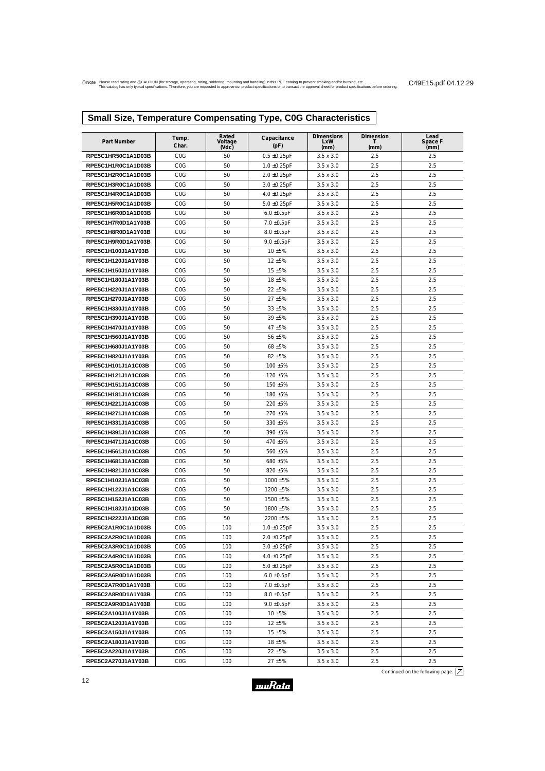⚠Note Please read rating and ⚠CAUTION (for storage, operating, rating, soldering, mounting and handling) in this PDF catalog to prevent smoking and/or burning, etc.
This catalog has only typical specifications. Therefore, you are requested to approve our product specifications or to transact the approval sheet for product specifications before ordering.

C49E15.pdf 04.12.29

## Small Size, Temperature Compensating Type, C0G Characteristics

| Part Number | Temp. Char. | Rated Voltage (Vdc) | Capacitance (pF) | Dimensions LxW (mm) | Dimension T (mm) | Lead Space F (mm) |
|---|---|---|---|---|---|---|
| RPE5C1HR50C1A1D03B | C0G | 50 | 0.5 ±0.25pF | 3.5 x 3.0 | 2.5 | 2.5 |
| RPE5C1H1R0C1A1D03B | C0G | 50 | 1.0 ±0.25pF | 3.5 x 3.0 | 2.5 | 2.5 |
| RPE5C1H2R0C1A1D03B | C0G | 50 | 2.0 ±0.25pF | 3.5 x 3.0 | 2.5 | 2.5 |
| RPE5C1H3R0C1A1D03B | C0G | 50 | 3.0 ±0.25pF | 3.5 x 3.0 | 2.5 | 2.5 |
| RPE5C1H4R0C1A1D03B | C0G | 50 | 4.0 ±0.25pF | 3.5 x 3.0 | 2.5 | 2.5 |
| RPE5C1H5R0C1A1D03B | C0G | 50 | 5.0 ±0.25pF | 3.5 x 3.0 | 2.5 | 2.5 |
| RPE5C1H6R0D1A1D03B | C0G | 50 | 6.0 ±0.5pF | 3.5 x 3.0 | 2.5 | 2.5 |
| RPE5C1H7R0D1A1Y03B | C0G | 50 | 7.0 ±0.5pF | 3.5 x 3.0 | 2.5 | 2.5 |
| RPE5C1H8R0D1A1Y03B | C0G | 50 | 8.0 ±0.5pF | 3.5 x 3.0 | 2.5 | 2.5 |
| RPE5C1H9R0D1A1Y03B | C0G | 50 | 9.0 ±0.5pF | 3.5 x 3.0 | 2.5 | 2.5 |
| RPE5C1H100J1A1Y03B | C0G | 50 | 10 ±5% | 3.5 x 3.0 | 2.5 | 2.5 |
| RPE5C1H120J1A1Y03B | C0G | 50 | 12 ±5% | 3.5 x 3.0 | 2.5 | 2.5 |
| RPE5C1H150J1A1Y03B | C0G | 50 | 15 ±5% | 3.5 x 3.0 | 2.5 | 2.5 |
| RPE5C1H180J1A1Y03B | C0G | 50 | 18 ±5% | 3.5 x 3.0 | 2.5 | 2.5 |
| RPE5C1H220J1A1Y03B | C0G | 50 | 22 ±5% | 3.5 x 3.0 | 2.5 | 2.5 |
| RPE5C1H270J1A1Y03B | C0G | 50 | 27 ±5% | 3.5 x 3.0 | 2.5 | 2.5 |
| RPE5C1H330J1A1Y03B | C0G | 50 | 33 ±5% | 3.5 x 3.0 | 2.5 | 2.5 |
| RPE5C1H390J1A1Y03B | C0G | 50 | 39 ±5% | 3.5 x 3.0 | 2.5 | 2.5 |
| RPE5C1H470J1A1Y03B | C0G | 50 | 47 ±5% | 3.5 x 3.0 | 2.5 | 2.5 |
| RPE5C1H560J1A1Y03B | C0G | 50 | 56 ±5% | 3.5 x 3.0 | 2.5 | 2.5 |
| RPE5C1H680J1A1Y03B | C0G | 50 | 68 ±5% | 3.5 x 3.0 | 2.5 | 2.5 |
| RPE5C1H820J1A1Y03B | C0G | 50 | 82 ±5% | 3.5 x 3.0 | 2.5 | 2.5 |
| RPE5C1H101J1A1C03B | C0G | 50 | 100 ±5% | 3.5 x 3.0 | 2.5 | 2.5 |
| RPE5C1H121J1A1C03B | C0G | 50 | 120 ±5% | 3.5 x 3.0 | 2.5 | 2.5 |
| RPE5C1H151J1A1C03B | C0G | 50 | 150 ±5% | 3.5 x 3.0 | 2.5 | 2.5 |
| RPE5C1H181J1A1C03B | C0G | 50 | 180 ±5% | 3.5 x 3.0 | 2.5 | 2.5 |
| RPE5C1H221J1A1C03B | C0G | 50 | 220 ±5% | 3.5 x 3.0 | 2.5 | 2.5 |
| RPE5C1H271J1A1C03B | C0G | 50 | 270 ±5% | 3.5 x 3.0 | 2.5 | 2.5 |
| RPE5C1H331J1A1C03B | C0G | 50 | 330 ±5% | 3.5 x 3.0 | 2.5 | 2.5 |
| RPE5C1H391J1A1C03B | C0G | 50 | 390 ±5% | 3.5 x 3.0 | 2.5 | 2.5 |
| RPE5C1H471J1A1C03B | C0G | 50 | 470 ±5% | 3.5 x 3.0 | 2.5 | 2.5 |
| RPE5C1H561J1A1C03B | C0G | 50 | 560 ±5% | 3.5 x 3.0 | 2.5 | 2.5 |
| RPE5C1H681J1A1C03B | C0G | 50 | 680 ±5% | 3.5 x 3.0 | 2.5 | 2.5 |
| RPE5C1H821J1A1C03B | C0G | 50 | 820 ±5% | 3.5 x 3.0 | 2.5 | 2.5 |
| RPE5C1H102J1A1C03B | C0G | 50 | 1000 ±5% | 3.5 x 3.0 | 2.5 | 2.5 |
| RPE5C1H122J1A1C03B | C0G | 50 | 1200 ±5% | 3.5 x 3.0 | 2.5 | 2.5 |
| RPE5C1H152J1A1C03B | C0G | 50 | 1500 ±5% | 3.5 x 3.0 | 2.5 | 2.5 |
| RPE5C1H182J1A1D03B | C0G | 50 | 1800 ±5% | 3.5 x 3.0 | 2.5 | 2.5 |
| RPE5C1H222J1A1D03B | C0G | 50 | 2200 ±5% | 3.5 x 3.0 | 2.5 | 2.5 |
| RPE5C2A1R0C1A1D03B | C0G | 100 | 1.0 ±0.25pF | 3.5 x 3.0 | 2.5 | 2.5 |
| RPE5C2A2R0C1A1D03B | C0G | 100 | 2.0 ±0.25pF | 3.5 x 3.0 | 2.5 | 2.5 |
| RPE5C2A3R0C1A1D03B | C0G | 100 | 3.0 ±0.25pF | 3.5 x 3.0 | 2.5 | 2.5 |
| RPE5C2A4R0C1A1D03B | C0G | 100 | 4.0 ±0.25pF | 3.5 x 3.0 | 2.5 | 2.5 |
| RPE5C2A5R0C1A1D03B | C0G | 100 | 5.0 ±0.25pF | 3.5 x 3.0 | 2.5 | 2.5 |
| RPE5C2A6R0D1A1D03B | C0G | 100 | 6.0 ±0.5pF | 3.5 x 3.0 | 2.5 | 2.5 |
| RPE5C2A7R0D1A1Y03B | C0G | 100 | 7.0 ±0.5pF | 3.5 x 3.0 | 2.5 | 2.5 |
| RPE5C2A8R0D1A1Y03B | C0G | 100 | 8.0 ±0.5pF | 3.5 x 3.0 | 2.5 | 2.5 |
| RPE5C2A9R0D1A1Y03B | C0G | 100 | 9.0 ±0.5pF | 3.5 x 3.0 | 2.5 | 2.5 |
| RPE5C2A100J1A1Y03B | C0G | 100 | 10 ±5% | 3.5 x 3.0 | 2.5 | 2.5 |
| RPE5C2A120J1A1Y03B | C0G | 100 | 12 ±5% | 3.5 x 3.0 | 2.5 | 2.5 |
| RPE5C2A150J1A1Y03B | C0G | 100 | 15 ±5% | 3.5 x 3.0 | 2.5 | 2.5 |
| RPE5C2A180J1A1Y03B | C0G | 100 | 18 ±5% | 3.5 x 3.0 | 2.5 | 2.5 |
| RPE5C2A220J1A1Y03B | C0G | 100 | 22 ±5% | 3.5 x 3.0 | 2.5 | 2.5 |
| RPE5C2A270J1A1Y03B | C0G | 100 | 27 ±5% | 3.5 x 3.0 | 2.5 | 2.5 |

Continued on the following page.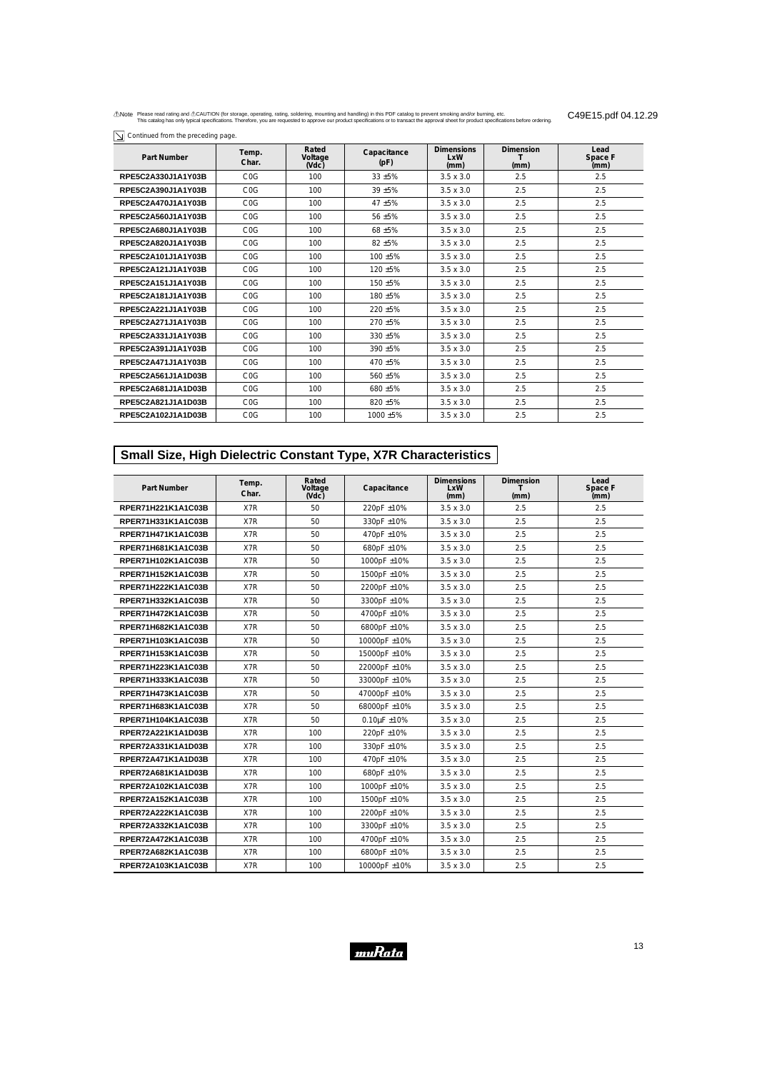Continued from the preceding page.

| Part Number | Temp. Char. | Rated Voltage (Vdc) | Capacitance (pF) | Dimensions LxW (mm) | Dimension T (mm) | Lead Space F (mm) |
|---|---|---|---|---|---|---|
| RPE5C2A330J1A1Y03B | C0G | 100 | 33 ±5% | 3.5 x 3.0 | 2.5 | 2.5 |
| RPE5C2A390J1A1Y03B | C0G | 100 | 39 ±5% | 3.5 x 3.0 | 2.5 | 2.5 |
| RPE5C2A470J1A1Y03B | C0G | 100 | 47 ±5% | 3.5 x 3.0 | 2.5 | 2.5 |
| RPE5C2A560J1A1Y03B | C0G | 100 | 56 ±5% | 3.5 x 3.0 | 2.5 | 2.5 |
| RPE5C2A680J1A1Y03B | C0G | 100 | 68 ±5% | 3.5 x 3.0 | 2.5 | 2.5 |
| RPE5C2A820J1A1Y03B | C0G | 100 | 82 ±5% | 3.5 x 3.0 | 2.5 | 2.5 |
| RPE5C2A101J1A1Y03B | C0G | 100 | 100 ±5% | 3.5 x 3.0 | 2.5 | 2.5 |
| RPE5C2A121J1A1Y03B | C0G | 100 | 120 ±5% | 3.5 x 3.0 | 2.5 | 2.5 |
| RPE5C2A151J1A1Y03B | C0G | 100 | 150 ±5% | 3.5 x 3.0 | 2.5 | 2.5 |
| RPE5C2A181J1A1Y03B | C0G | 100 | 180 ±5% | 3.5 x 3.0 | 2.5 | 2.5 |
| RPE5C2A221J1A1Y03B | C0G | 100 | 220 ±5% | 3.5 x 3.0 | 2.5 | 2.5 |
| RPE5C2A271J1A1Y03B | C0G | 100 | 270 ±5% | 3.5 x 3.0 | 2.5 | 2.5 |
| RPE5C2A331J1A1Y03B | C0G | 100 | 330 ±5% | 3.5 x 3.0 | 2.5 | 2.5 |
| RPE5C2A391J1A1Y03B | C0G | 100 | 390 ±5% | 3.5 x 3.0 | 2.5 | 2.5 |
| RPE5C2A471J1A1Y03B | C0G | 100 | 470 ±5% | 3.5 x 3.0 | 2.5 | 2.5 |
| RPE5C2A561J1A1D03B | C0G | 100 | 560 ±5% | 3.5 x 3.0 | 2.5 | 2.5 |
| RPE5C2A681J1A1D03B | C0G | 100 | 680 ±5% | 3.5 x 3.0 | 2.5 | 2.5 |
| RPE5C2A821J1A1D03B | C0G | 100 | 820 ±5% | 3.5 x 3.0 | 2.5 | 2.5 |
| RPE5C2A102J1A1D03B | C0G | 100 | 1000 ±5% | 3.5 x 3.0 | 2.5 | 2.5 |

## Small Size, High Dielectric Constant Type, X7R Characteristics

| Part Number | Temp. Char. | Rated Voltage (Vdc) | Capacitance | Dimensions LxW (mm) | Dimension T (mm) | Lead Space F (mm) |
|---|---|---|---|---|---|---|
| RPER71H221K1A1C03B | X7R | 50 | 220pF ±10% | 3.5 x 3.0 | 2.5 | 2.5 |
| RPER71H331K1A1C03B | X7R | 50 | 330pF ±10% | 3.5 x 3.0 | 2.5 | 2.5 |
| RPER71H471K1A1C03B | X7R | 50 | 470pF ±10% | 3.5 x 3.0 | 2.5 | 2.5 |
| RPER71H681K1A1C03B | X7R | 50 | 680pF ±10% | 3.5 x 3.0 | 2.5 | 2.5 |
| RPER71H102K1A1C03B | X7R | 50 | 1000pF ±10% | 3.5 x 3.0 | 2.5 | 2.5 |
| RPER71H152K1A1C03B | X7R | 50 | 1500pF ±10% | 3.5 x 3.0 | 2.5 | 2.5 |
| RPER71H222K1A1C03B | X7R | 50 | 2200pF ±10% | 3.5 x 3.0 | 2.5 | 2.5 |
| RPER71H332K1A1C03B | X7R | 50 | 3300pF ±10% | 3.5 x 3.0 | 2.5 | 2.5 |
| RPER71H472K1A1C03B | X7R | 50 | 4700pF ±10% | 3.5 x 3.0 | 2.5 | 2.5 |
| RPER71H682K1A1C03B | X7R | 50 | 6800pF ±10% | 3.5 x 3.0 | 2.5 | 2.5 |
| RPER71H103K1A1C03B | X7R | 50 | 10000pF ±10% | 3.5 x 3.0 | 2.5 | 2.5 |
| RPER71H153K1A1C03B | X7R | 50 | 15000pF ±10% | 3.5 x 3.0 | 2.5 | 2.5 |
| RPER71H223K1A1C03B | X7R | 50 | 22000pF ±10% | 3.5 x 3.0 | 2.5 | 2.5 |
| RPER71H333K1A1C03B | X7R | 50 | 33000pF ±10% | 3.5 x 3.0 | 2.5 | 2.5 |
| RPER71H473K1A1C03B | X7R | 50 | 47000pF ±10% | 3.5 x 3.0 | 2.5 | 2.5 |
| RPER71H683K1A1C03B | X7R | 50 | 68000pF ±10% | 3.5 x 3.0 | 2.5 | 2.5 |
| RPER71H104K1A1C03B | X7R | 50 | 0.10μF ±10% | 3.5 x 3.0 | 2.5 | 2.5 |
| RPER72A221K1A1D03B | X7R | 100 | 220pF ±10% | 3.5 x 3.0 | 2.5 | 2.5 |
| RPER72A331K1A1D03B | X7R | 100 | 330pF ±10% | 3.5 x 3.0 | 2.5 | 2.5 |
| RPER72A471K1A1D03B | X7R | 100 | 470pF ±10% | 3.5 x 3.0 | 2.5 | 2.5 |
| RPER72A681K1A1D03B | X7R | 100 | 680pF ±10% | 3.5 x 3.0 | 2.5 | 2.5 |
| RPER72A102K1A1C03B | X7R | 100 | 1000pF ±10% | 3.5 x 3.0 | 2.5 | 2.5 |
| RPER72A152K1A1C03B | X7R | 100 | 1500pF ±10% | 3.5 x 3.0 | 2.5 | 2.5 |
| RPER72A222K1A1C03B | X7R | 100 | 2200pF ±10% | 3.5 x 3.0 | 2.5 | 2.5 |
| RPER72A332K1A1C03B | X7R | 100 | 3300pF ±10% | 3.5 x 3.0 | 2.5 | 2.5 |
| RPER72A472K1A1C03B | X7R | 100 | 4700pF ±10% | 3.5 x 3.0 | 2.5 | 2.5 |
| RPER72A682K1A1C03B | X7R | 100 | 6800pF ±10% | 3.5 x 3.0 | 2.5 | 2.5 |
| RPER72A103K1A1C03B | X7R | 100 | 10000pF ±10% | 3.5 x 3.0 | 2.5 | 2.5 |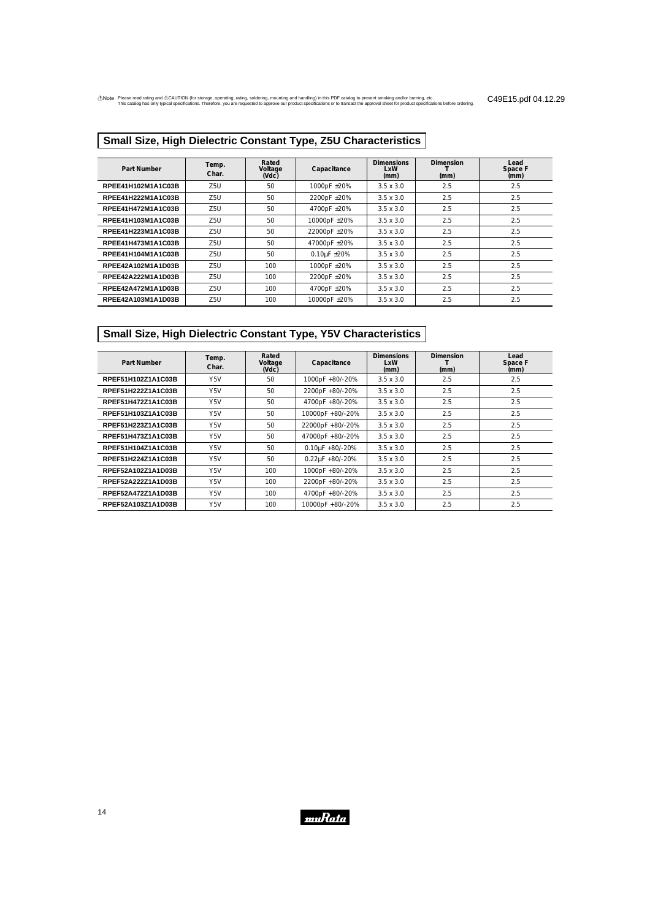## Small Size, High Dielectric Constant Type, Z5U Characteristics

| Part Number | Temp. Char. | Rated Voltage (Vdc) | Capacitance | Dimensions LxW (mm) | Dimension T (mm) | Lead Space F (mm) |
|---|---|---|---|---|---|---|
| RPEE41H102M1A1C03B | Z5U | 50 | 1000pF ±20% | 3.5 x 3.0 | 2.5 | 2.5 |
| RPEE41H222M1A1C03B | Z5U | 50 | 2200pF ±20% | 3.5 x 3.0 | 2.5 | 2.5 |
| RPEE41H472M1A1C03B | Z5U | 50 | 4700pF ±20% | 3.5 x 3.0 | 2.5 | 2.5 |
| RPEE41H103M1A1C03B | Z5U | 50 | 10000pF ±20% | 3.5 x 3.0 | 2.5 | 2.5 |
| RPEE41H223M1A1C03B | Z5U | 50 | 22000pF ±20% | 3.5 x 3.0 | 2.5 | 2.5 |
| RPEE41H473M1A1C03B | Z5U | 50 | 47000pF ±20% | 3.5 x 3.0 | 2.5 | 2.5 |
| RPEE41H104M1A1C03B | Z5U | 50 | 0.10μF ±20% | 3.5 x 3.0 | 2.5 | 2.5 |
| RPEE42A102M1A1D03B | Z5U | 100 | 1000pF ±20% | 3.5 x 3.0 | 2.5 | 2.5 |
| RPEE42A222M1A1D03B | Z5U | 100 | 2200pF ±20% | 3.5 x 3.0 | 2.5 | 2.5 |
| RPEE42A472M1A1D03B | Z5U | 100 | 4700pF ±20% | 3.5 x 3.0 | 2.5 | 2.5 |
| RPEE42A103M1A1D03B | Z5U | 100 | 10000pF ±20% | 3.5 x 3.0 | 2.5 | 2.5 |

## Small Size, High Dielectric Constant Type, Y5V Characteristics

| Part Number | Temp. Char. | Rated Voltage (Vdc) | Capacitance | Dimensions LxW (mm) | Dimension T (mm) | Lead Space F (mm) |
|---|---|---|---|---|---|---|
| RPEF51H102Z1A1C03B | Y5V | 50 | 1000pF +80/-20% | 3.5 x 3.0 | 2.5 | 2.5 |
| RPEF51H222Z1A1C03B | Y5V | 50 | 2200pF +80/-20% | 3.5 x 3.0 | 2.5 | 2.5 |
| RPEF51H472Z1A1C03B | Y5V | 50 | 4700pF +80/-20% | 3.5 x 3.0 | 2.5 | 2.5 |
| RPEF51H103Z1A1C03B | Y5V | 50 | 10000pF +80/-20% | 3.5 x 3.0 | 2.5 | 2.5 |
| RPEF51H223Z1A1C03B | Y5V | 50 | 22000pF +80/-20% | 3.5 x 3.0 | 2.5 | 2.5 |
| RPEF51H473Z1A1C03B | Y5V | 50 | 47000pF +80/-20% | 3.5 x 3.0 | 2.5 | 2.5 |
| RPEF51H104Z1A1C03B | Y5V | 50 | 0.10μF +80/-20% | 3.5 x 3.0 | 2.5 | 2.5 |
| RPEF51H224Z1A1C03B | Y5V | 50 | 0.22μF +80/-20% | 3.5 x 3.0 | 2.5 | 2.5 |
| RPEF52A102Z1A1D03B | Y5V | 100 | 1000pF +80/-20% | 3.5 x 3.0 | 2.5 | 2.5 |
| RPEF52A222Z1A1D03B | Y5V | 100 | 2200pF +80/-20% | 3.5 x 3.0 | 2.5 | 2.5 |
| RPEF52A472Z1A1D03B | Y5V | 100 | 4700pF +80/-20% | 3.5 x 3.0 | 2.5 | 2.5 |
| RPEF52A103Z1A1D03B | Y5V | 100 | 10000pF +80/-20% | 3.5 x 3.0 | 2.5 | 2.5 |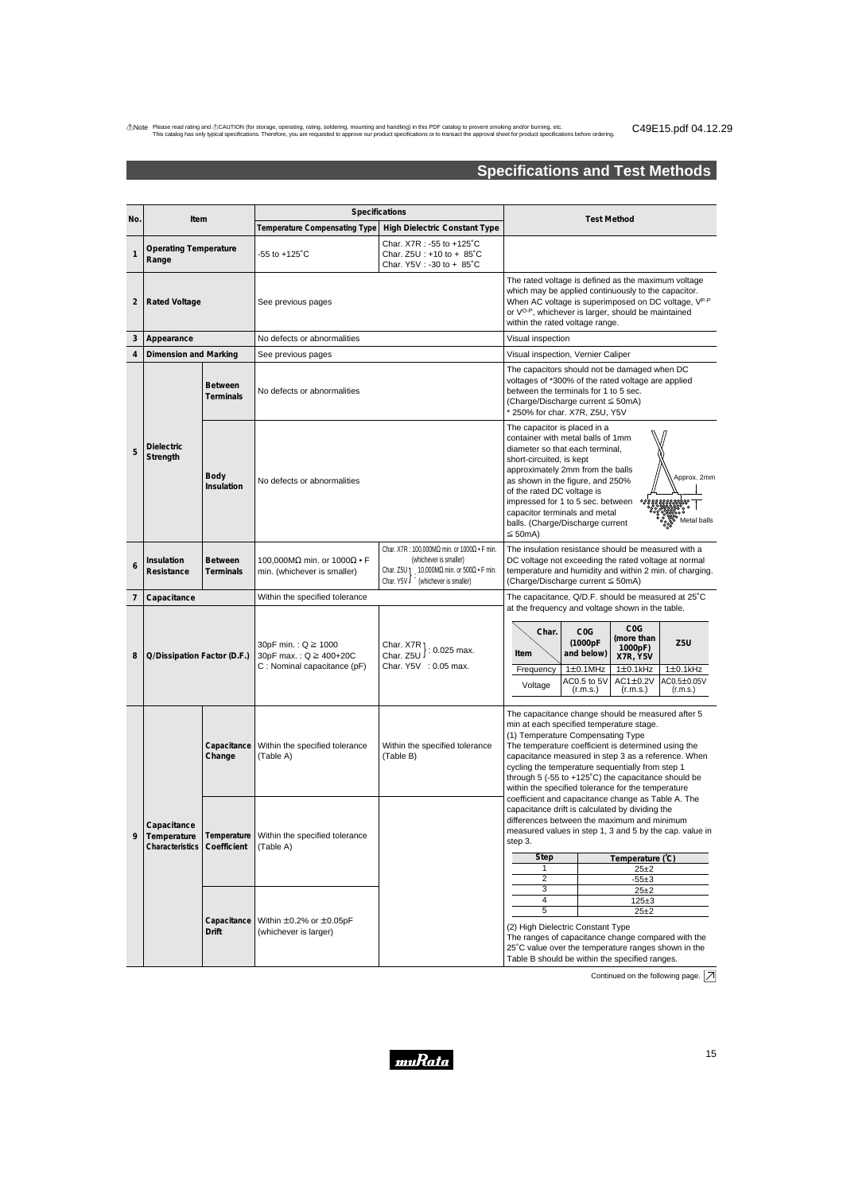Note Please read rating and CAUTION (for storage, operating, rating, soldering, mounting and handling) in this PDF catalog to prevent smoking and/or burning, etc.
This catalog has only typical specifications. Therefore, you are requested to approve our product specifications or to transact the approval sheet for product specifications before ordering.

C49E15.pdf 04.12.29

## Specifications and Test Methods

| No. | Item | | Specifications: Temperature Compensating Type | Specifications: High Dielectric Constant Type | Test Method |
|---|---|---|---|---|---|
| 1 | Operating Temperature Range | | -55 to +125°C | Char. X7R : -55 to +125°C<br>Char. Z5U : +10 to + 85°C<br>Char. Y5V : -30 to + 85°C | |
| 2 | Rated Voltage | | See previous pages | | The rated voltage is defined as the maximum voltage which may be applied continuously to the capacitor. When AC voltage is superimposed on DC voltage, $V^{P-P}$ or $V^{O-P}$, whichever is larger, should be maintained within the rated voltage range. |
| 3 | Appearance | | No defects or abnormalities | | Visual inspection |
| 4 | Dimension and Marking | | See previous pages | | Visual inspection, Vernier Caliper |
| 5 | Dielectric Strength | Between Terminals | No defects or abnormalities | | The capacitors should not be damaged when DC voltages of *300% of the rated voltage are applied between the terminals for 1 to 5 sec. (Charge/Discharge current ≦ 50mA)<br>* 250% for char. X7R, Z5U, Y5V |
| | | Body Insulation | No defects or abnormalities | | The capacitor is placed in a container with metal balls of 1mm diameter so that each terminal, short-circuited, is kept approximately 2mm from the balls as shown in the figure, and 250% of the rated DC voltage is impressed for 1 to 5 sec. between capacitor terminals and metal balls. (Charge/Discharge current ≦ 50mA)<br>Approx. 2mm<br>Metal balls |
| 6 | Insulation Resistance | Between Terminals | 100,000MΩ min. or 1000Ω • F min. (whichever is smaller) | Char. X7R : 100,000MΩ min. or 1000Ω • F min. (whichever is smaller)<br>Char. Z5U, Char. Y5V : 10,000MΩ min. or 500Ω • F min. (whichever is smaller) | The insulation resistance should be measured with a DC voltage not exceeding the rated voltage at normal temperature and humidity and within 2 min. of charging. (Charge/Discharge current ≦ 50mA) |
| 7 | Capacitance | | Within the specified tolerance | | The capacitance, Q/D.F. should be measured at 25°C at the frequency and voltage shown in the table. (see table below) |
| 8 | Q/Dissipation Factor (D.F.) | | 30pF min. : Q ≧ 1000<br>30pF max. : Q ≧ 400+20C<br>C : Nominal capacitance (pF) | Char. X7R, Char. Z5U : 0.025 max.<br>Char. Y5V : 0.05 max. | |
| 9 | Capacitance Temperature Characteristics | Capacitance Change | Within the specified tolerance (Table A) | Within the specified tolerance (Table B) | The capacitance change should be measured after 5 min at each specified temperature stage.<br>(1) Temperature Compensating Type<br>The temperature coefficient is determined using the capacitance measured in step 3 as a reference. When cycling the temperature sequentially from step 1 through 5 (-55 to +125°C) the capacitance should be within the specified tolerance for the temperature coefficient and capacitance change as Table A. The capacitance drift is calculated by dividing the differences between the maximum and minimum measured values in step 1, 3 and 5 by the cap. value in step 3. (see step table below)<br>(2) High Dielectric Constant Type<br>The ranges of capacitance change compared with the 25°C value over the temperature ranges shown in the Table B should be within the specified ranges. |
| | | Temperature Coefficient | Within the specified tolerance (Table A) | | |
| | | Capacitance Drift | Within ±0.2% or ±0.05pF (whichever is larger) | | |

| Char. / Item | C0G (1000pF and below) | C0G (more than 1000pF) X7R, Y5V | Z5U |
|---|---|---|---|
| Frequency | 1±0.1MHz | 1±0.1kHz | 1±0.1kHz |
| Voltage | AC0.5 to 5V (r.m.s.) | AC1±0.2V (r.m.s.) | AC0.5±0.05V (r.m.s.) |

| Step | Temperature (°C) |
|---|---|
| 1 | 25±2 |
| 2 | -55±3 |
| 3 | 25±2 |
| 4 | 125±3 |
| 5 | 25±2 |

Continued on the following page.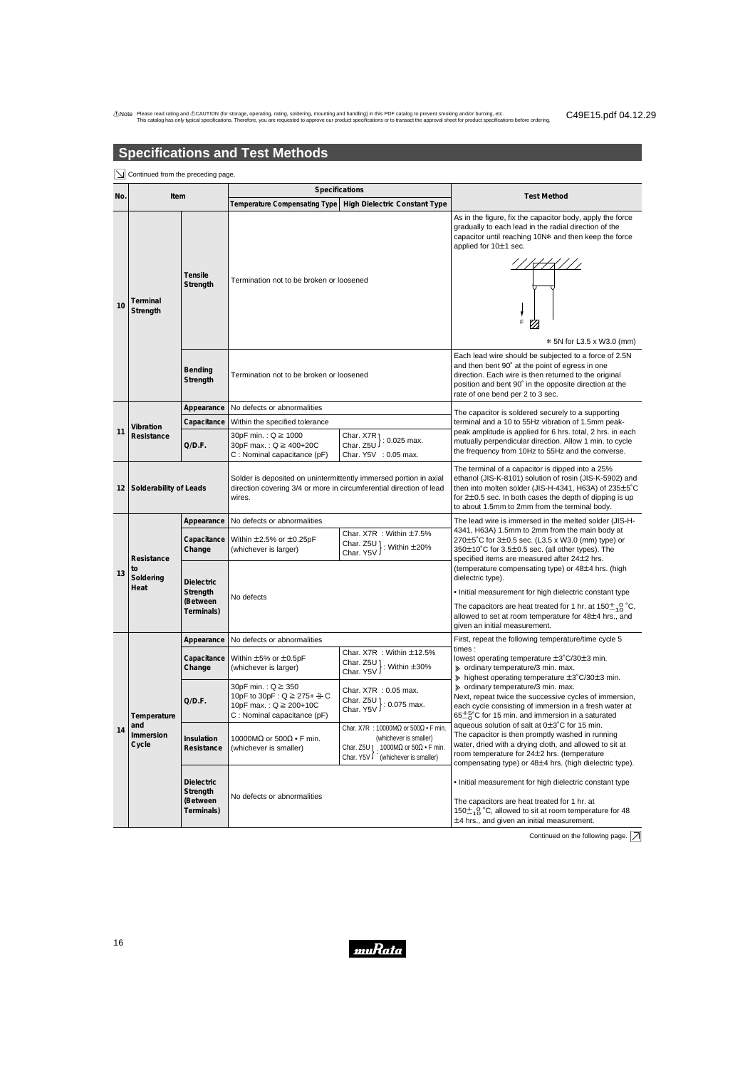## Specifications and Test Methods

Continued from the preceding page.

| No. | Item | | Specifications: Temperature Compensating Type | Specifications: High Dielectric Constant Type | Test Method |
|---|---|---|---|---|---|
| 10 | Terminal Strength | Tensile Strength | Termination not to be broken or loosened | | As in the figure, fix the capacitor body, apply the force gradually to each lead in the radial direction of the capacitor until reaching 10N* and then keep the force applied for 10±1 sec. * 5N for L3.5 x W3.0 (mm) |
| | | Bending Strength | Termination not to be broken or loosened | | Each lead wire should be subjected to a force of 2.5N and then bent 90° at the point of egress in one direction. Each wire is then returned to the original position and bent 90° in the opposite direction at the rate of one bend per 2 to 3 sec. |
| 11 | Vibration Resistance | Appearance | No defects or abnormalities | | The capacitor is soldered securely to a supporting terminal and a 10 to 55Hz vibration of 1.5mm peak-peak amplitude is applied for 6 hrs. total, 2 hrs. in each mutually perpendicular direction. Allow 1 min. to cycle the frequency from 10Hz to 55Hz and the converse. |
| | | Capacitance | Within the specified tolerance | | |
| | | Q/D.F. | 30pF min. : Q ≧ 1000<br>30pF max. : Q ≧ 400+20C<br>C : Nominal capacitance (pF) | Char. X7R, Char. Z5U : 0.025 max.<br>Char. Y5V : 0.05 max. | |
| 12 | Solderability of Leads | | Solder is deposited on unintermittently immersed portion in axial direction covering 3/4 or more in circumferential direction of lead wires. | | The terminal of a capacitor is dipped into a 25% ethanol (JIS-K-8101) solution of rosin (JIS-K-5902) and then into molten solder (JIS-H-4341, H63A) of 235±5°C for 2±0.5 sec. In both cases the depth of dipping is up to about 1.5mm to 2mm from the terminal body. |
| 13 | Resistance to Soldering Heat | Appearance | No defects or abnormalities | | The lead wire is immersed in the melted solder (JIS-H-4341, H63A) 1.5mm to 2mm from the main body at 270±5°C for 3±0.5 sec. (L3.5 x W3.0 (mm) type) or 350±10°C for 3.5±0.5 sec. (all other types). The specified items are measured after 24±2 hrs. (temperature compensating type) or 48±4 hrs. (high dielectric type).<br>• Initial measurement for high dielectric constant type<br>The capacitors are heat treated for 1 hr. at $150^{+0}_{-10}$ °C, allowed to set at room temperature for 48±4 hrs., and given an initial measurement. |
| | | Capacitance Change | Within ±2.5% or ±0.25pF (whichever is larger) | Char. X7R : Within ±7.5%<br>Char. Z5U, Char. Y5V : Within ±20% | |
| | | Dielectric Strength (Between Terminals) | No defects | | |
| 14 | Temperature and Immersion Cycle | Appearance | No defects or abnormalities | | First, repeat the following temperature/time cycle 5 times :<br>lowest operating temperature ±3°C/30±3 min.<br>≫ ordinary temperature/3 min. max.<br>≫ highest operating temperature ±3°C/30±3 min.<br>≫ ordinary temperature/3 min. max.<br>Next, repeat twice the successive cycles of immersion, each cycle consisting of immersion in a fresh water at $65^{+5}_{-0}$ °C for 15 min. and immersion in a saturated aqueous solution of salt at 0±3°C for 15 min.<br>The capacitor is then promptly washed in running water, dried with a drying cloth, and allowed to sit at room temperature for 24±2 hrs. (temperature compensating type) or 48±4 hrs. (high dielectric type).<br>• Initial measurement for high dielectric constant type<br>The capacitors are heat treated for 1 hr. at $150^{+0}_{-10}$ °C, allowed to sit at room temperature for 48 ±4 hrs., and given an initial measurement. |
| | | Capacitance Change | Within ±5% or ±0.5pF (whichever is larger) | Char. X7R : Within ±12.5%<br>Char. Z5U, Char. Y5V : Within ±30% | |
| | | Q/D.F. | 30pF min. : Q ≧ 350<br>10pF to 30pF : Q ≧ 275+ $\frac{5}{2}$ C<br>10pF max. : Q ≧ 200+10C<br>C : Nominal capacitance (pF) | Char. X7R : 0.05 max.<br>Char. Z5U, Char. Y5V : 0.075 max. | |
| | | Insulation Resistance | 10000MΩ or 500Ω • F min. (whichever is smaller) | Char. X7R : 10000MΩ or 500Ω • F min. (whichever is smaller)<br>Char. Z5U, Char. Y5V : 1000MΩ or 50Ω • F min. (whichever is smaller) | |
| | | Dielectric Strength (Between Terminals) | No defects or abnormalities | | |

Continued on the following page.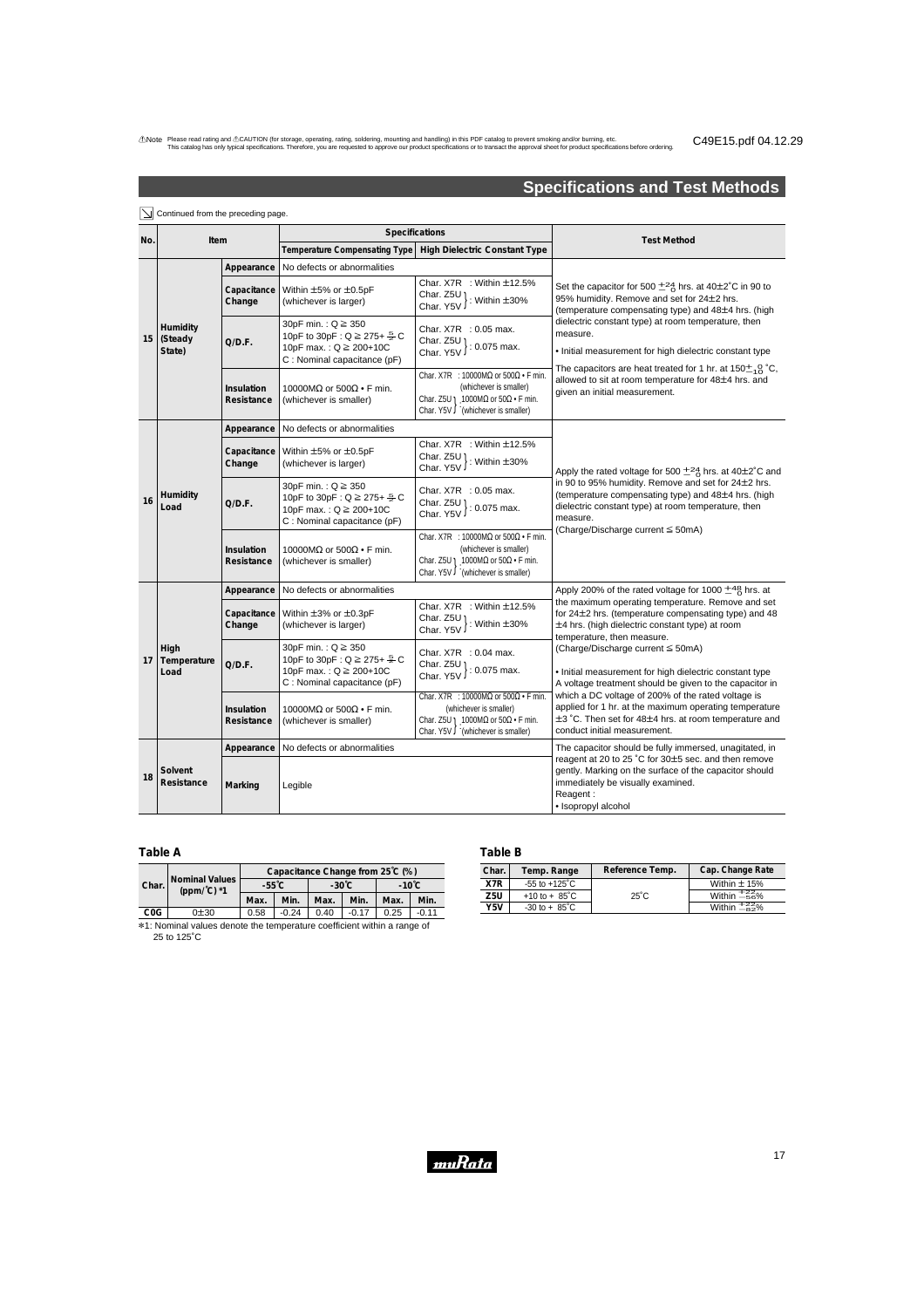## Specifications and Test Methods

Continued from the preceding page.

| No. | Item | | Specifications: Temperature Compensating Type | Specifications: High Dielectric Constant Type | Test Method |
|---|---|---|---|---|---|
| 15 | Humidity (Steady State) | Appearance | No defects or abnormalities | | Set the capacitor for 500 $^{+24}_{-0}$ hrs. at 40±2°C in 90 to 95% humidity. Remove and set for 24±2 hrs. (temperature compensating type) and 48±4 hrs. (high dielectric constant type) at room temperature, then measure. • Initial measurement for high dielectric constant type The capacitors are heat treated for 1 hr. at 150$^{+0}_{-10}$°C, allowed to sit at room temperature for 48±4 hrs. and given an initial measurement. |
| | | Capacitance Change | Within ±5% or ±0.5pF (whichever is larger) | Char. X7R : Within ±12.5% Char. Z5U, Char. Y5V : Within ±30% | |
| | | Q/D.F. | 30pF min. : Q ≧ 350 10pF to 30pF : Q ≧ 275+ $\frac{5}{2}$C 10pF max. : Q ≧ 200+10C C : Nominal capacitance (pF) | Char. X7R : 0.05 max. Char. Z5U, Char. Y5V : 0.075 max. | |
| | | Insulation Resistance | 10000MΩ or 500Ω • F min. (whichever is smaller) | Char. X7R : 10000MΩ or 500Ω • F min. (whichever is smaller) Char. Z5U, Char. Y5V : 1000MΩ or 50Ω • F min. (whichever is smaller) | |
| 16 | Humidity Load | Appearance | No defects or abnormalities | | Apply the rated voltage for 500 $^{+24}_{-0}$ hrs. at 40±2°C and in 90 to 95% humidity. Remove and set for 24±2 hrs. (temperature compensating type) and 48±4 hrs. (high dielectric constant type) at room temperature, then measure. (Charge/Discharge current ≦ 50mA) |
| | | Capacitance Change | Within ±5% or ±0.5pF (whichever is larger) | Char. X7R : Within ±12.5% Char. Z5U, Char. Y5V : Within ±30% | |
| | | Q/D.F. | 30pF min. : Q ≧ 350 10pF to 30pF : Q ≧ 275+ $\frac{5}{2}$C 10pF max. : Q ≧ 200+10C C : Nominal capacitance (pF) | Char. X7R : 0.05 max. Char. Z5U, Char. Y5V : 0.075 max. | |
| | | Insulation Resistance | 10000MΩ or 500Ω • F min. (whichever is smaller) | Char. X7R : 10000MΩ or 500Ω • F min. (whichever is smaller) Char. Z5U, Char. Y5V : 1000MΩ or 50Ω • F min. (whichever is smaller) | |
| 17 | High Temperature Load | Appearance | No defects or abnormalities | | Apply 200% of the rated voltage for 1000 $^{+48}_{-0}$ hrs. at the maximum operating temperature. Remove and set for 24±2 hrs. (temperature compensating type) and 48 ±4 hrs. (high dielectric constant type) at room temperature, then measure. (Charge/Discharge current ≦ 50mA) • Initial measurement for high dielectric constant type A voltage treatment should be given to the capacitor in which a DC voltage of 200% of the rated voltage is applied for 1 hr. at the maximum operating temperature ±3°C. Then set for 48±4 hrs. at room temperature and conduct initial measurement. |
| | | Capacitance Change | Within ±3% or ±0.3pF (whichever is larger) | Char. X7R : Within ±12.5% Char. Z5U, Char. Y5V : Within ±30% | |
| | | Q/D.F. | 30pF min. : Q ≧ 350 10pF to 30pF : Q ≧ 275+ $\frac{5}{2}$C 10pF max. : Q ≧ 200+10C C : Nominal capacitance (pF) | Char. X7R : 0.04 max. Char. Z5U, Char. Y5V : 0.075 max. | |
| | | Insulation Resistance | 10000MΩ or 500Ω • F min. (whichever is smaller) | Char. X7R : 10000MΩ or 500Ω • F min. (whichever is smaller) Char. Z5U, Char. Y5V : 1000MΩ or 50Ω • F min. (whichever is smaller) | |
| 18 | Solvent Resistance | Appearance | No defects or abnormalities | | The capacitor should be fully immersed, unagitated, in reagent at 20 to 25°C for 30±5 sec. and then remove gently. Marking on the surface of the capacitor should immediately be visually examined. Reagent : • Isopropyl alcohol |
| | | Marking | Legible | | |

### Table A

| Char. | Nominal Values (ppm/°C) *1 | Capacitance Change from 25°C (%) | | | | | |
|---|---|---|---|---|---|---|---|
| | | -55°C | | -30°C | | -10°C | |
| | | Max. | Min. | Max. | Min. | Max. | Min. |
| C0G | 0±30 | 0.58 | -0.24 | 0.40 | -0.17 | 0.25 | -0.11 |

*1: Nominal values denote the temperature coefficient within a range of 25 to 125°C

### Table B

| Char. | Temp. Range | Reference Temp. | Cap. Change Rate |
|---|---|---|---|
| X7R | -55 to +125°C | 25°C | Within ± 15% |
| Z5U | +10 to + 85°C | | Within $^{+22}_{-56}$% |
| Y5V | -30 to + 85°C | | Within $^{+22}_{-82}$% |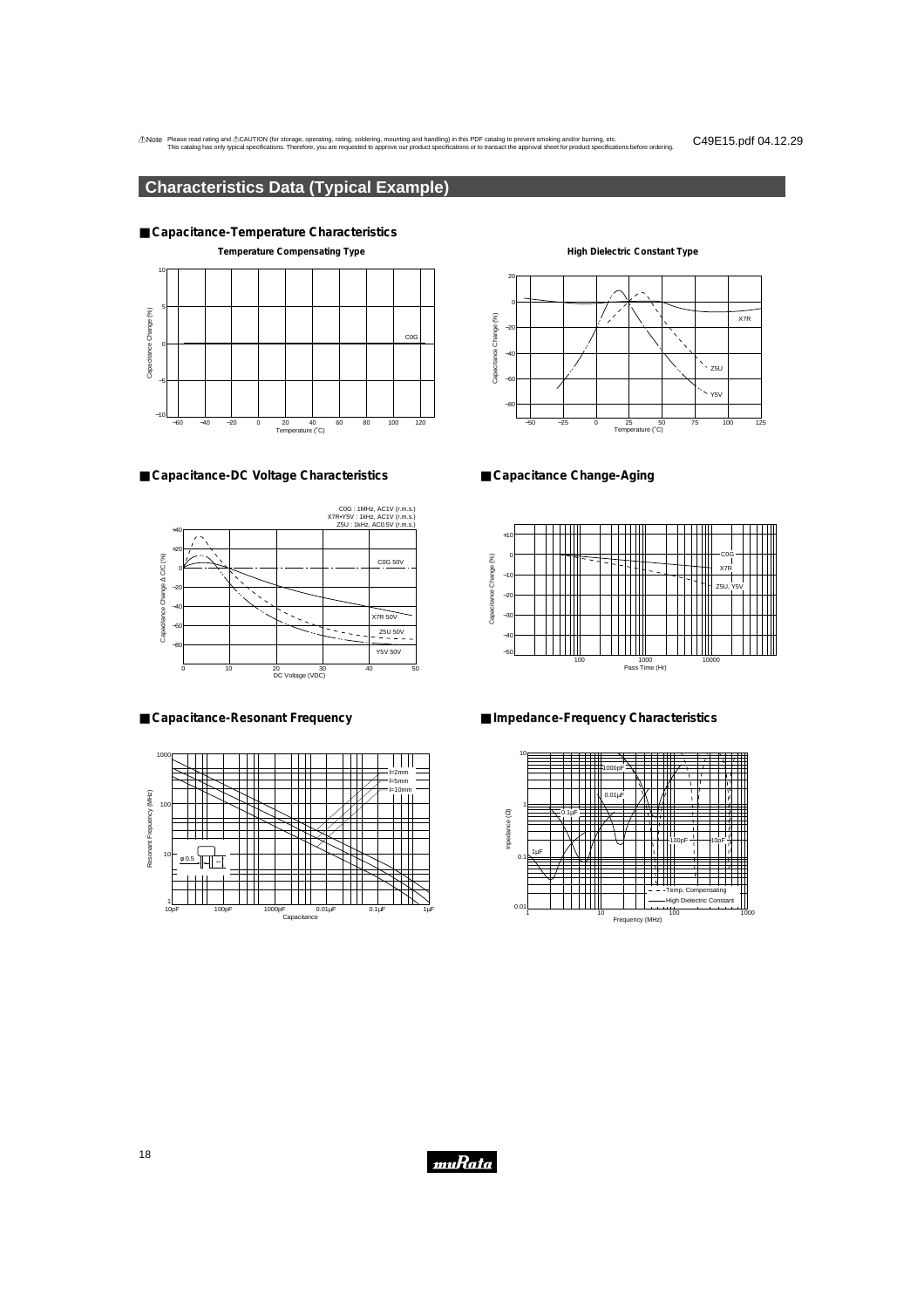# Characteristics Data (Typical Example)

## ■ Capacitance-Temperature Characteristics

**Temperature Compensating Type**

**High Dielectric Constant Type**

## ■ Capacitance-DC Voltage Characteristics

C0G : 1MHz, AC1V (r.m.s.)
X7R•Y5V : 1kHz, AC1V (r.m.s.)
Z5U : 1kHz, AC0.5V (r.m.s.)

## ■ Capacitance Change-Aging

## ■ Capacitance-Resonant Frequency

## ■ Impedance-Frequency Characteristics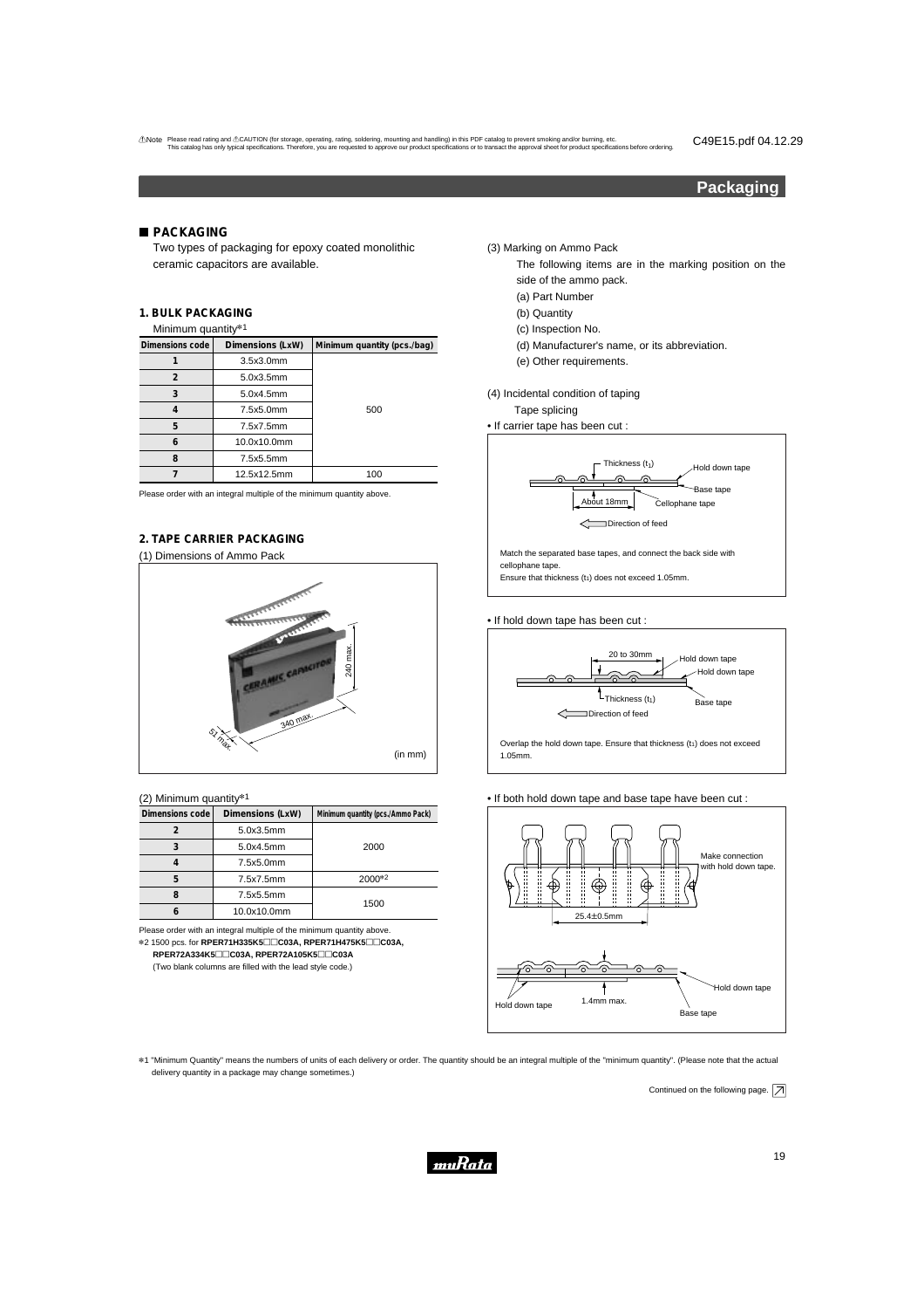## Packaging

### ■ PACKAGING

Two types of packaging for epoxy coated monolithic ceramic capacitors are available.

#### 1. BULK PACKAGING

Minimum quantity*1

| Dimensions code | Dimensions (LxW) | Minimum quantity (pcs./bag) |
|---|---|---|
| 1 | 3.5x3.0mm | 500 |
| 2 | 5.0x3.5mm | |
| 3 | 5.0x4.5mm | |
| 4 | 7.5x5.0mm | |
| 5 | 7.5x7.5mm | |
| 6 | 10.0x10.0mm | |
| 8 | 7.5x5.5mm | |
| 7 | 12.5x12.5mm | 100 |

Please order with an integral multiple of the minimum quantity above.

#### 2. TAPE CARRIER PACKAGING

(1) Dimensions of Ammo Pack

240 max.

340 max.

51 max.

(in mm)

(2) Minimum quantity*1

| Dimensions code | Dimensions (LxW) | Minimum quantity (pcs./Ammo Pack) |
|---|---|---|
| 2 | 5.0x3.5mm | 2000 |
| 3 | 5.0x4.5mm | |
| 4 | 7.5x5.0mm | |
| 5 | 7.5x7.5mm | 2000*2 |
| 8 | 7.5x5.5mm | 1500 |
| 6 | 10.0x10.0mm | |

Please order with an integral multiple of the minimum quantity above.

*2 1500 pcs. for **RPER71H335K5□□C03A, RPER71H475K5□□C03A, RPER72A334K5□□C03A, RPER72A105K5□□C03A**

(Two blank columns are filled with the lead style code.)

(3) Marking on Ammo Pack

The following items are in the marking position on the side of the ammo pack.

(a) Part Number
(b) Quantity
(c) Inspection No.
(d) Manufacturer's name, or its abbreviation.
(e) Other requirements.

(4) Incidental condition of taping

Tape splicing

• If carrier tape has been cut :

Thickness ($t_1$) / Hold down tape / Base tape / About 18mm / Cellophane tape / Direction of feed

Match the separated base tapes, and connect the back side with cellophane tape.
Ensure that thickness ($t_1$) does not exceed 1.05mm.

• If hold down tape has been cut :

20 to 30mm / Hold down tape / Hold down tape / Thickness ($t_1$) / Base tape / Direction of feed

Overlap the hold down tape. Ensure that thickness ($t_1$) does not exceed 1.05mm.

• If both hold down tape and base tape have been cut :

Make connection with hold down tape. / 25.4±0.5mm / Hold down tape / 1.4mm max. / Hold down tape / Base tape

*1 "Minimum Quantity" means the numbers of units of each delivery or order. The quantity should be an integral multiple of the "minimum quantity". (Please note that the actual delivery quantity in a package may change sometimes.)

Continued on the following page.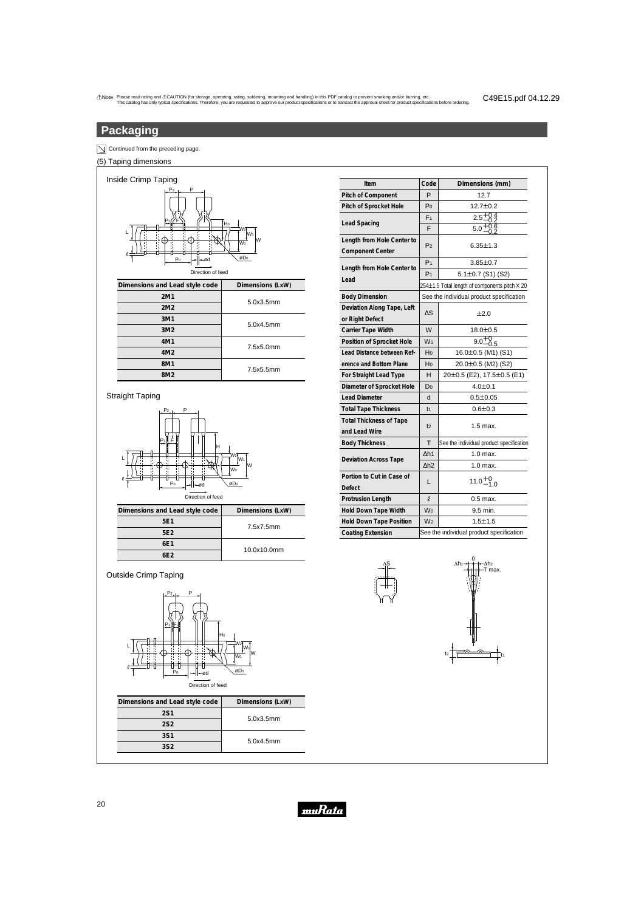⚠Note Please read rating and ⚠CAUTION (for storage, operating, rating, soldering, mounting and handling) in this PDF catalog to prevent smoking and/or burning, etc.
This catalog has only typical specifications. Therefore, you are requested to approve our product specifications or to transact the approval sheet for product specifications before ordering.

C49E15.pdf 04.12.29

## Packaging

Continued from the preceding page.

(5) Taping dimensions

### Inside Crimp Taping

Direction of feed

| Dimensions and Lead style code | Dimensions (LxW) |
|---|---|
| 2M1 | 5.0x3.5mm |
| 2M2 | |
| 3M1 | 5.0x4.5mm |
| 3M2 | |
| 4M1 | 7.5x5.0mm |
| 4M2 | |
| 8M1 | 7.5x5.5mm |
| 8M2 | |

### Straight Taping

Direction of feed

| Dimensions and Lead style code | Dimensions (LxW) |
|---|---|
| 5E1 | 7.5x7.5mm |
| 5E2 | |
| 6E1 | 10.0x10.0mm |
| 6E2 | |

### Outside Crimp Taping

Direction of feed

| Dimensions and Lead style code | Dimensions (LxW) |
|---|---|
| 2S1 | 5.0x3.5mm |
| 2S2 | |
| 3S1 | 5.0x4.5mm |
| 3S2 | |

| Item | Code | Dimensions (mm) |
|---|---|---|
| Pitch of Component | P | 12.7 |
| Pitch of Sprocket Hole | $P_0$ | 12.7±0.2 |
| Lead Spacing | $F_1$ | $2.5^{+0.4}_{-0.2}$ |
| | F | $5.0^{+0.6}_{-0.2}$ |
| Length from Hole Center to Component Center | $P_2$ | 6.35±1.3 |
| Length from Hole Center to Lead | $P_1$ | 3.85±0.7 |
| | $P_1$ | 5.1±0.7 (S1) (S2) |
| | | 254±1.5 Total length of components pitch X 20 |
| Body Dimension | | See the individual product specification |
| Deviation Along Tape, Left or Right Defect | ΔS | ±2.0 |
| Carrier Tape Width | W | 18.0±0.5 |
| Position of Sprocket Hole | $W_1$ | $9.0^{+0}_{-0.5}$ |
| Lead Distance between Reference and Bottom Plane | $H_0$ | 16.0±0.5 (M1) (S1) |
| | $H_0$ | 20.0±0.5 (M2) (S2) |
| For Straight Lead Type | H | 20±0.5 (E2), 17.5±0.5 (E1) |
| Diameter of Sprocket Hole | $D_0$ | 4.0±0.1 |
| Lead Diameter | d | 0.5±0.05 |
| Total Tape Thickness | $t_1$ | 0.6±0.3 |
| Total Thickness of Tape and Lead Wire | $t_2$ | 1.5 max. |
| Body Thickness | T | See the individual product specification |
| Deviation Across Tape | Δh1 | 1.0 max. |
| | Δh2 | 1.0 max. |
| Portion to Cut in Case of Defect | L | $11.0^{+0}_{-1.0}$ |
| Protrusion Length | ℓ | 0.5 max. |
| Hold Down Tape Width | $W_0$ | 9.5 min. |
| Hold Down Tape Position | $W_2$ | 1.5±1.5 |
| Coating Extension | | See the individual product specification |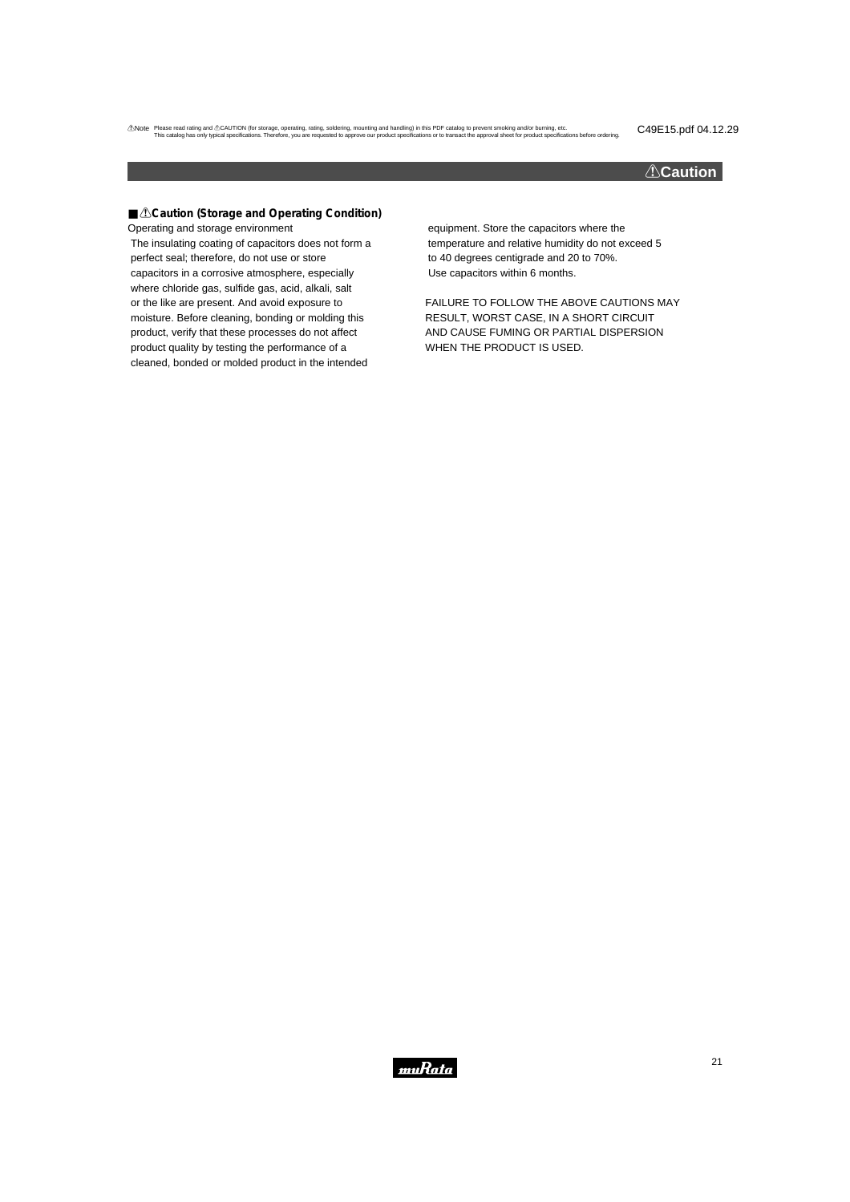## ⚠Caution

### ■ ⚠Caution (Storage and Operating Condition)

Operating and storage environment

The insulating coating of capacitors does not form a perfect seal; therefore, do not use or store capacitors in a corrosive atmosphere, especially where chloride gas, sulfide gas, acid, alkali, salt or the like are present. And avoid exposure to moisture. Before cleaning, bonding or molding this product, verify that these processes do not affect product quality by testing the performance of a cleaned, bonded or molded product in the intended equipment. Store the capacitors where the temperature and relative humidity do not exceed 5 to 40 degrees centigrade and 20 to 70%. Use capacitors within 6 months.

FAILURE TO FOLLOW THE ABOVE CAUTIONS MAY RESULT, WORST CASE, IN A SHORT CIRCUIT AND CAUSE FUMING OR PARTIAL DISPERSION WHEN THE PRODUCT IS USED.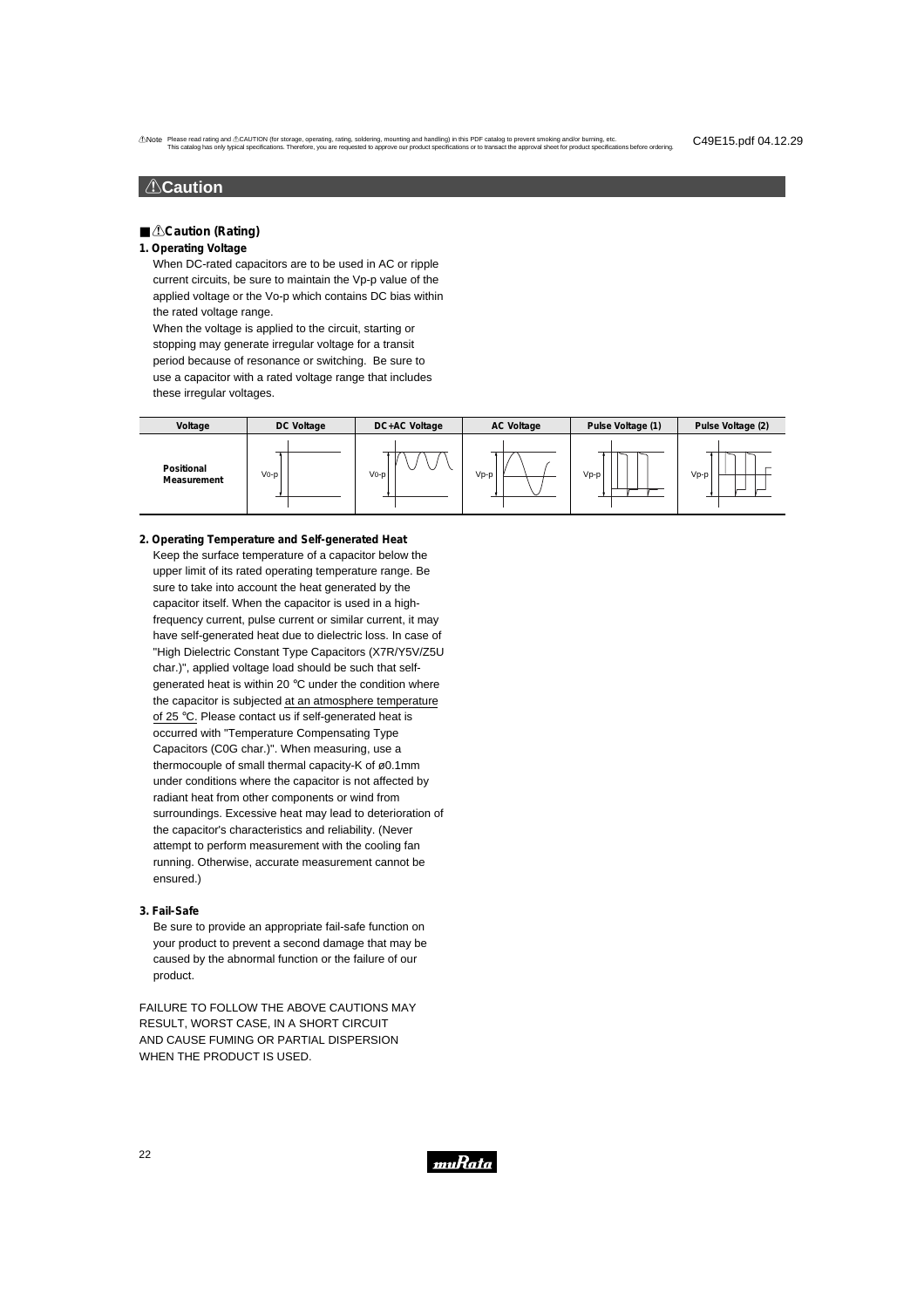## ⚠Caution

### ■ ⚠Caution (Rating)

**1. Operating Voltage**

When DC-rated capacitors are to be used in AC or ripple current circuits, be sure to maintain the Vp-p value of the applied voltage or the Vo-p which contains DC bias within the rated voltage range.

When the voltage is applied to the circuit, starting or stopping may generate irregular voltage for a transit period because of resonance or switching. Be sure to use a capacitor with a rated voltage range that includes these irregular voltages.

| Voltage | DC Voltage | DC+AC Voltage | AC Voltage | Pulse Voltage (1) | Pulse Voltage (2) |
|---|---|---|---|---|---|
| Positional Measurement | V0-p | V0-p | Vp-p | Vp-p | Vp-p |

**2. Operating Temperature and Self-generated Heat**

Keep the surface temperature of a capacitor below the upper limit of its rated operating temperature range. Be sure to take into account the heat generated by the capacitor itself. When the capacitor is used in a high-frequency current, pulse current or similar current, it may have self-generated heat due to dielectric loss. In case of "High Dielectric Constant Type Capacitors (X7R/Y5V/Z5U char.)", applied voltage load should be such that self-generated heat is within 20 °C under the condition where the capacitor is subjected at an atmosphere temperature of 25 °C. Please contact us if self-generated heat is occurred with "Temperature Compensating Type Capacitors (C0G char.)". When measuring, use a thermocouple of small thermal capacity-K of ø0.1mm under conditions where the capacitor is not affected by radiant heat from other components or wind from surroundings. Excessive heat may lead to deterioration of the capacitor's characteristics and reliability. (Never attempt to perform measurement with the cooling fan running. Otherwise, accurate measurement cannot be ensured.)

**3. Fail-Safe**

Be sure to provide an appropriate fail-safe function on your product to prevent a second damage that may be caused by the abnormal function or the failure of our product.

FAILURE TO FOLLOW THE ABOVE CAUTIONS MAY RESULT, WORST CASE, IN A SHORT CIRCUIT AND CAUSE FUMING OR PARTIAL DISPERSION WHEN THE PRODUCT IS USED.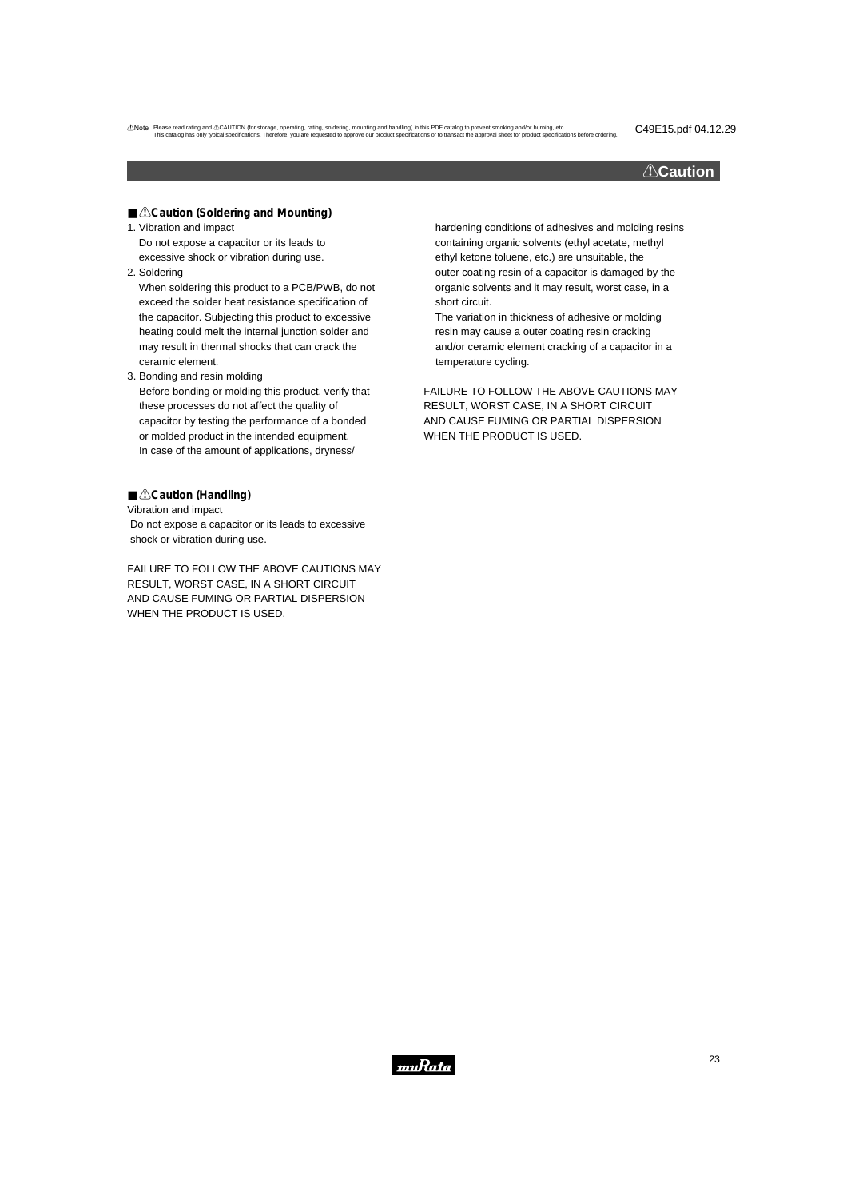## ⚠Caution

### ■ ⚠Caution (Soldering and Mounting)

1. Vibration and impact
   Do not expose a capacitor or its leads to excessive shock or vibration during use.
2. Soldering
   When soldering this product to a PCB/PWB, do not exceed the solder heat resistance specification of the capacitor. Subjecting this product to excessive heating could melt the internal junction solder and may result in thermal shocks that can crack the ceramic element.
3. Bonding and resin molding
   Before bonding or molding this product, verify that these processes do not affect the quality of capacitor by testing the performance of a bonded or molded product in the intended equipment.
   In case of the amount of applications, dryness/hardening conditions of adhesives and molding resins containing organic solvents (ethyl acetate, methyl ethyl ketone toluene, etc.) are unsuitable, the outer coating resin of a capacitor is damaged by the organic solvents and it may result, worst case, in a short circuit.
   The variation in thickness of adhesive or molding resin may cause a outer coating resin cracking and/or ceramic element cracking of a capacitor in a temperature cycling.

FAILURE TO FOLLOW THE ABOVE CAUTIONS MAY RESULT, WORST CASE, IN A SHORT CIRCUIT AND CAUSE FUMING OR PARTIAL DISPERSION WHEN THE PRODUCT IS USED.

### ■ ⚠Caution (Handling)

Vibration and impact
Do not expose a capacitor or its leads to excessive shock or vibration during use.

FAILURE TO FOLLOW THE ABOVE CAUTIONS MAY RESULT, WORST CASE, IN A SHORT CIRCUIT AND CAUSE FUMING OR PARTIAL DISPERSION WHEN THE PRODUCT IS USED.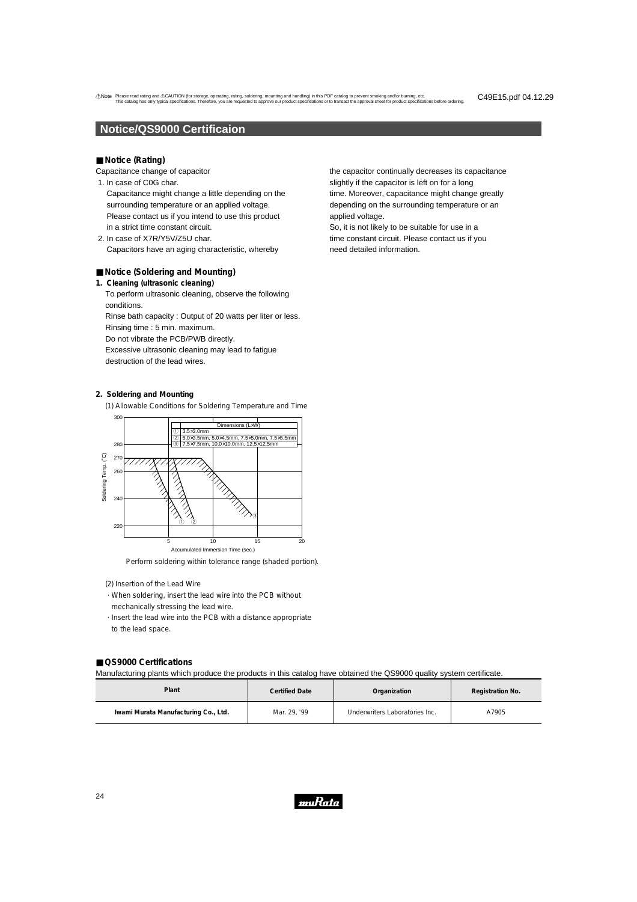## Notice/QS9000 Certificaion

### ■ Notice (Rating)

Capacitance change of capacitor

1. In case of C0G char.
   Capacitance might change a little depending on the surrounding temperature or an applied voltage.
   Please contact us if you intend to use this product in a strict time constant circuit.
2. In case of X7R/Y5V/Z5U char.
   Capacitors have an aging characteristic, whereby the capacitor continually decreases its capacitance slightly if the capacitor is left on for a long time. Moreover, capacitance might change greatly depending on the surrounding temperature or an applied voltage.
   So, it is not likely to be suitable for use in a time constant circuit. Please contact us if you need detailed information.

### ■ Notice (Soldering and Mounting)

**1. Cleaning (ultrasonic cleaning)**

To perform ultrasonic cleaning, observe the following conditions.
Rinse bath capacity : Output of 20 watts per liter or less.
Rinsing time : 5 min. maximum.
Do not vibrate the PCB/PWB directly.
Excessive ultrasonic cleaning may lead to fatigue destruction of the lead wires.

**2. Soldering and Mounting**

(1) Allowable Conditions for Soldering Temperature and Time

Dimensions (L×W)
① 3.5×3.0mm
② 5.0×3.5mm, 5.0×4.5mm, 7.5×6.0mm, 7.5×5.5mm
③ 7.5×7.5mm, 10.0×10.0mm, 12.5×12.5mm

Soldering Temp. (°C): 220, 240, 260, 270, 280, 300
Accumulated Immersion Time (sec.): 5, 10, 15, 20

Perform soldering within tolerance range (shaded portion).

(2) Insertion of the Lead Wire

- When soldering, insert the lead wire into the PCB without mechanically stressing the lead wire.
- Insert the lead wire into the PCB with a distance appropriate to the lead space.

### ■ QS9000 Certifications

Manufacturing plants which produce the products in this catalog have obtained the QS9000 quality system certificate.

| Plant | Certified Date | Organization | Registration No. |
|---|---|---|---|
| Iwami Murata Manufacturing Co., Ltd. | Mar. 29, '99 | Underwriters Laboratories Inc. | A7905 |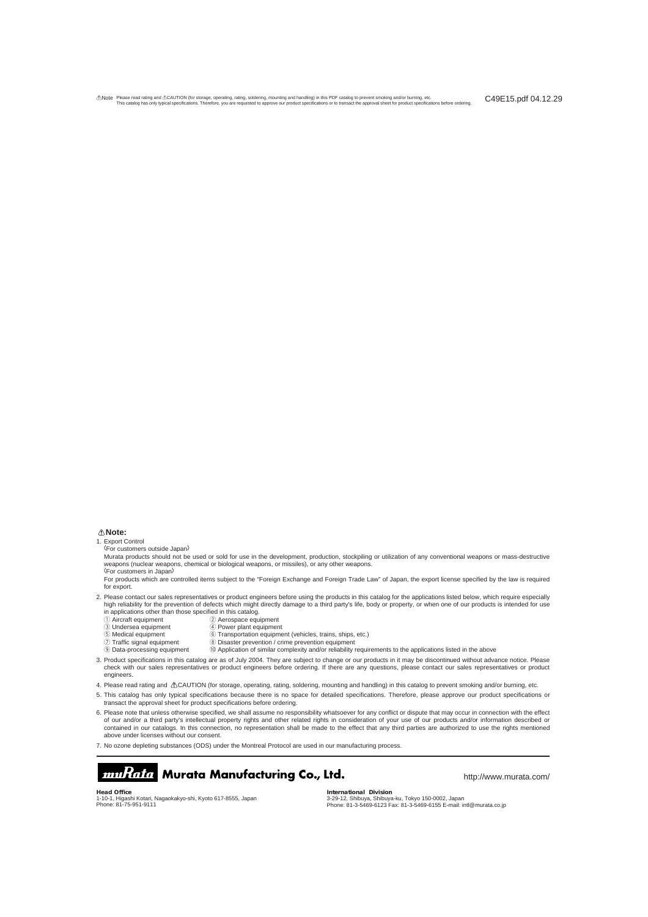⚠Note Please read rating and ⚠CAUTION (for storage, operating, rating, soldering, mounting and handling) in this PDF catalog to prevent smoking and/or burning, etc.
This catalog has only typical specifications. Therefore, you are requested to approve our product specifications or to transact the approval sheet for product specifications before ordering.

C49E15.pdf 04.12.29

**⚠Note:**

1. Export Control
   〈For customers outside Japan〉
   Murata products should not be used or sold for use in the development, production, stockpiling or utilization of any conventional weapons or mass-destructive weapons (nuclear weapons, chemical or biological weapons, or missiles), or any other weapons.
   〈For customers in Japan〉
   For products which are controlled items subject to the "Foreign Exchange and Foreign Trade Law" of Japan, the export license specified by the law is required for export.
2. Please contact our sales representatives or product engineers before using the products in this catalog for the applications listed below, which require especially high reliability for the prevention of defects which might directly damage to a third party's life, body or property, or when one of our products is intended for use in applications other than those specified in this catalog.
   ① Aircraft equipment
   ② Aerospace equipment
   ③ Undersea equipment
   ④ Power plant equipment
   ⑤ Medical equipment
   ⑥ Transportation equipment (vehicles, trains, ships, etc.)
   ⑦ Traffic signal equipment
   ⑧ Disaster prevention / crime prevention equipment
   ⑨ Data-processing equipment
   ⑩ Application of similar complexity and/or reliability requirements to the applications listed in the above
3. Product specifications in this catalog are as of July 2004. They are subject to change or our products in it may be discontinued without advance notice. Please check with our sales representatives or product engineers before ordering. If there are any questions, please contact our sales representatives or product engineers.
4. Please read rating and ⚠CAUTION (for storage, operating, rating, soldering, mounting and handling) in this catalog to prevent smoking and/or burning, etc.
5. This catalog has only typical specifications because there is no space for detailed specifications. Therefore, please approve our product specifications or transact the approval sheet for product specifications before ordering.
6. Please note that unless otherwise specified, we shall assume no responsibility whatsoever for any conflict or dispute that may occur in connection with the effect of our and/or a third party's intellectual property rights and other related rights in consideration of your use of our products and/or information described or contained in our catalogs. In this connection, no representation shall be made to the effect that any third parties are authorized to use the rights mentioned above under licenses without our consent.
7. No ozone depleting substances (ODS) under the Montreal Protocol are used in our manufacturing process.

**muRata Murata Manufacturing Co., Ltd.**

http://www.murata.com/

**Head Office**
1-10-1, Higashi Kotari, Nagaokakyo-shi, Kyoto 617-8555, Japan
Phone: 81-75-951-9111

**International Division**
3-29-12, Shibuya, Shibuya-ku, Tokyo 150-0002, Japan
Phone: 81-3-5469-6123 Fax: 81-3-5469-6155 E-mail: intl@murata.co.jp